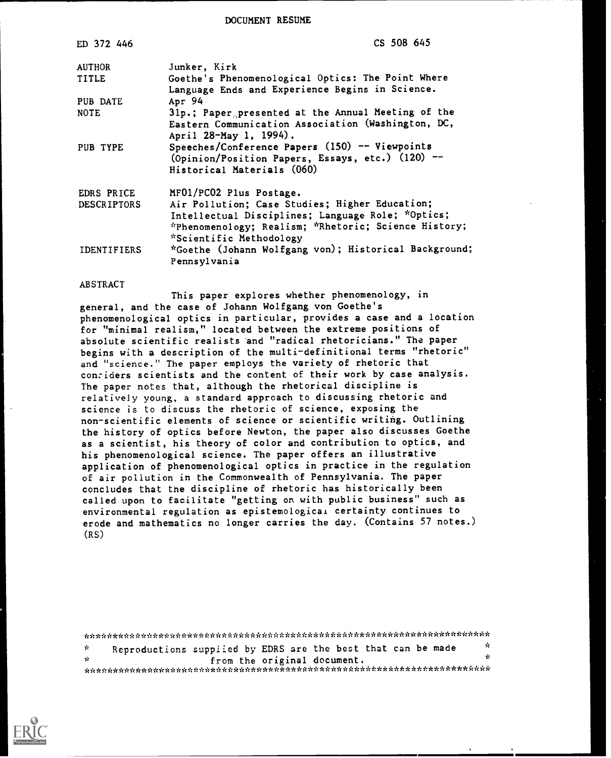DOCUMENT RESUME

| | |
|---|---|
| ED 372 446 | CS 508 645 |
| AUTHOR | Junker, Kirk |
| TITLE | Goethe's Phenomenological Optics: The Point Where Language Ends and Experience Begins in Science. |
| PUB DATE | Apr 94 |
| NOTE | 31p.; Paper presented at the Annual Meeting of the Eastern Communication Association (Washington, DC, April 28-May 1, 1994). |
| PUB TYPE | Speeches/Conference Papers (150) -- Viewpoints (Opinion/Position Papers, Essays, etc.) (120) -- Historical Materials (060) |
| EDRS PRICE | MF01/PC02 Plus Postage. |
| DESCRIPTORS | Air Pollution; Case Studies; Higher Education; Intellectual Disciplines; Language Role; *Optics; *Phenomenology; Realism; *Rhetoric; Science History; *Scientific Methodology |
| IDENTIFIERS | *Goethe (Johann Wolfgang von); Historical Background; Pennsylvania |

ABSTRACT

This paper explores whether phenomenology, in general, and the case of Johann Wolfgang von Goethe's phenomenological optics in particular, provides a case and a location for "minimal realism," located between the extreme positions of absolute scientific realists and "radical rhetoricians." The paper begins with a description of the multi-definitional terms "rhetoric" and "science." The paper employs the variety of rhetoric that considers scientists and the content of their work by case analysis. The paper notes that, although the rhetorical discipline is relatively young, a standard approach to discussing rhetoric and science is to discuss the rhetoric of science, exposing the non-scientific elements of science or scientific writing. Outlining the history of optics before Newton, the paper also discusses Goethe as a scientist, his theory of color and contribution to optics, and his phenomenological science. The paper offers an illustrative application of phenomenological optics in practice in the regulation of air pollution in the Commonwealth of Pennsylvania. The paper concludes that the discipline of rhetoric has historically been called upon to facilitate "getting on with public business" such as environmental regulation as epistemological certainty continues to erode and mathematics no longer carries the day. (Contains 57 notes.) (RS)

***********************************************************************
* Reproductions supplied by EDRS are the best that can be made *
* from the original document. *
***********************************************************************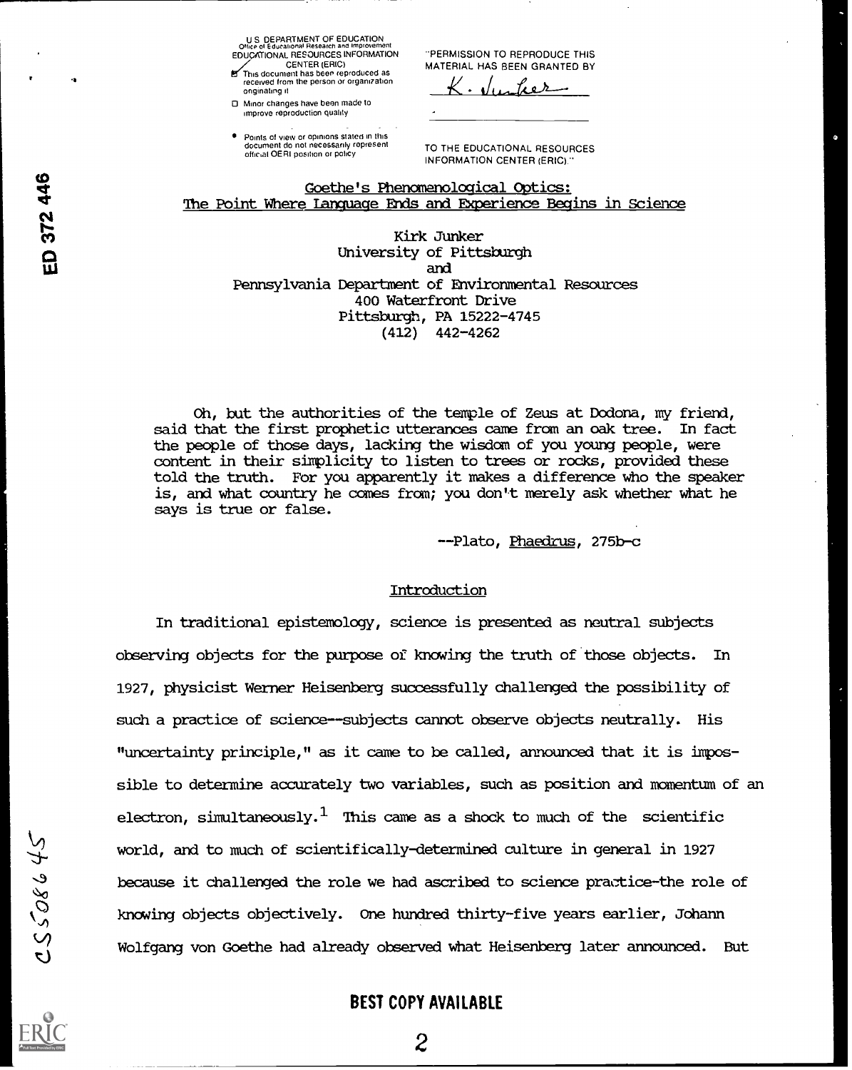U.S. DEPARTMENT OF EDUCATION
Office of Educational Research and Improvement
EDUCATIONAL RESOURCES INFORMATION CENTER (ERIC)

- This document has been reproduced as received from the person or organization originating it
- Minor changes have been made to improve reproduction quality
- Points of view or opinions stated in this document do not necessarily represent official OERI position or policy

"PERMISSION TO REPRODUCE THIS MATERIAL HAS BEEN GRANTED BY

K. Junker

TO THE EDUCATIONAL RESOURCES INFORMATION CENTER (ERIC)."

ED 372 446

# Goethe's Phenomenological Optics: The Point Where Language Ends and Experience Begins in Science

Kirk Junker
University of Pittsburgh
and
Pennsylvania Department of Environmental Resources
400 Waterfront Drive
Pittsburgh, PA 15222-4745
(412) 442-4262

> Oh, but the authorities of the temple of Zeus at Dodona, my friend, said that the first prophetic utterances came from an oak tree. In fact the people of those days, lacking the wisdom of you young people, were content in their simplicity to listen to trees or rocks, provided these told the truth. For you apparently it makes a difference who the speaker is, and what country he comes from; you don't merely ask whether what he says is true or false.
>
> --Plato, *Phaedrus*, 275b-c

## Introduction

In traditional epistemology, science is presented as neutral subjects observing objects for the purpose of knowing the truth of those objects. In 1927, physicist Werner Heisenberg successfully challenged the possibility of such a practice of science--subjects cannot observe objects neutrally. His "uncertainty principle," as it came to be called, announced that it is impossible to determine accurately two variables, such as position and momentum of an electron, simultaneously.[1] This came as a shock to much of the scientific world, and to much of scientifically-determined culture in general in 1927 because it challenged the role we had ascribed to science practice-the role of knowing objects objectively. One hundred thirty-five years earlier, Johann Wolfgang von Goethe had already observed what Heisenberg later announced. But

CS508645

BEST COPY AVAILABLE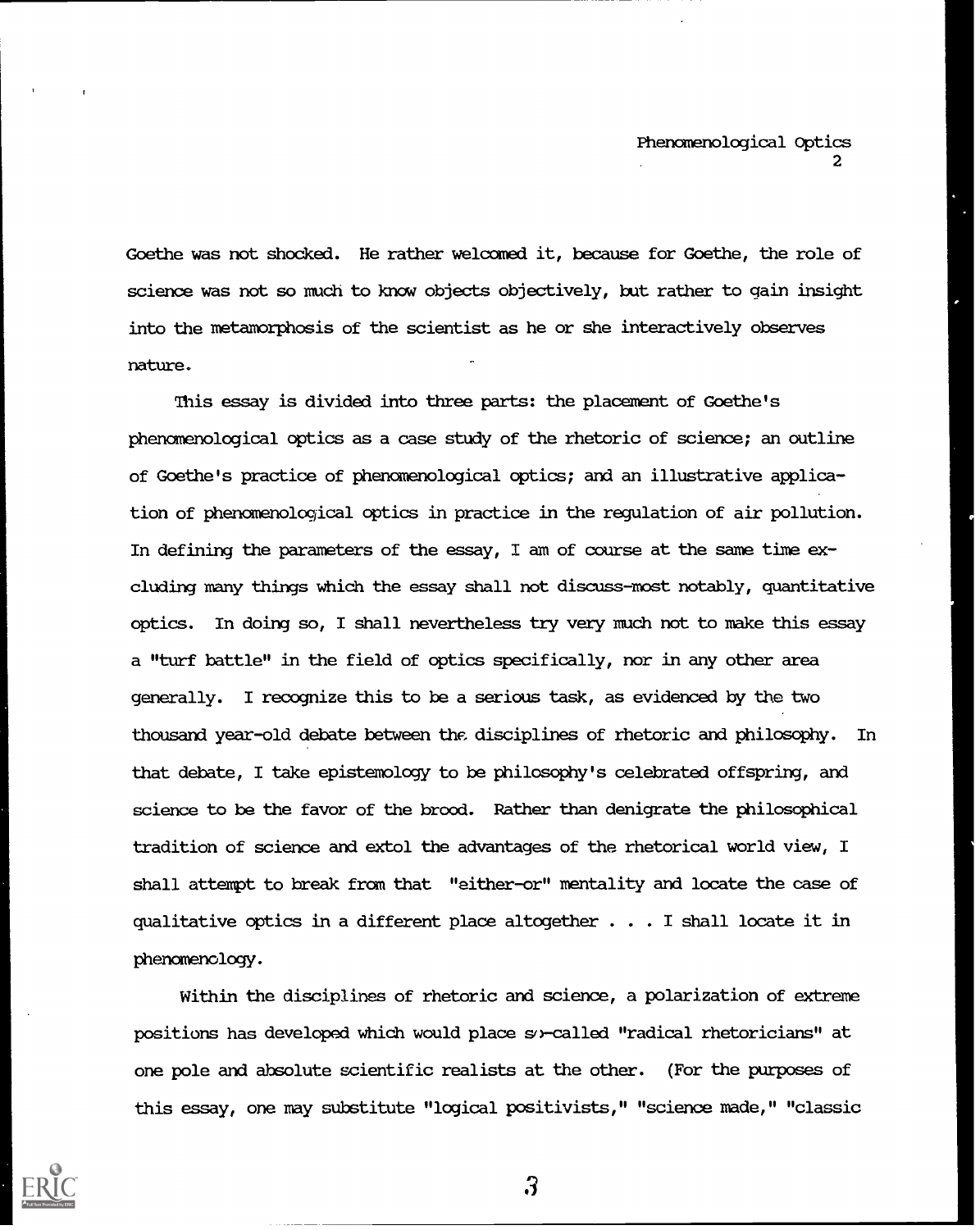Goethe was not shocked. He rather welcomed it, because for Goethe, the role of science was not so much to know objects objectively, but rather to gain insight into the metamorphosis of the scientist as he or she interactively observes nature.

This essay is divided into three parts: the placement of Goethe's phenomenological optics as a case study of the rhetoric of science; an outline of Goethe's practice of phenomenological optics; and an illustrative application of phenomenological optics in practice in the regulation of air pollution. In defining the parameters of the essay, I am of course at the same time excluding many things which the essay shall not discuss--most notably, quantitative optics. In doing so, I shall nevertheless try very much not to make this essay a "turf battle" in the field of optics specifically, nor in any other area generally. I recognize this to be a serious task, as evidenced by the two thousand year-old debate between the disciplines of rhetoric and philosophy. In that debate, I take epistemology to be philosophy's celebrated offspring, and science to be the favor of the brood. Rather than denigrate the philosophical tradition of science and extol the advantages of the rhetorical world view, I shall attempt to break from that "either-or" mentality and locate the case of qualitative optics in a different place altogether . . . I shall locate it in phenomenology.

Within the disciplines of rhetoric and science, a polarization of extreme positions has developed which would place so-called "radical rhetoricians" at one pole and absolute scientific realists at the other. (For the purposes of this essay, one may substitute "logical positivists," "science made," "classic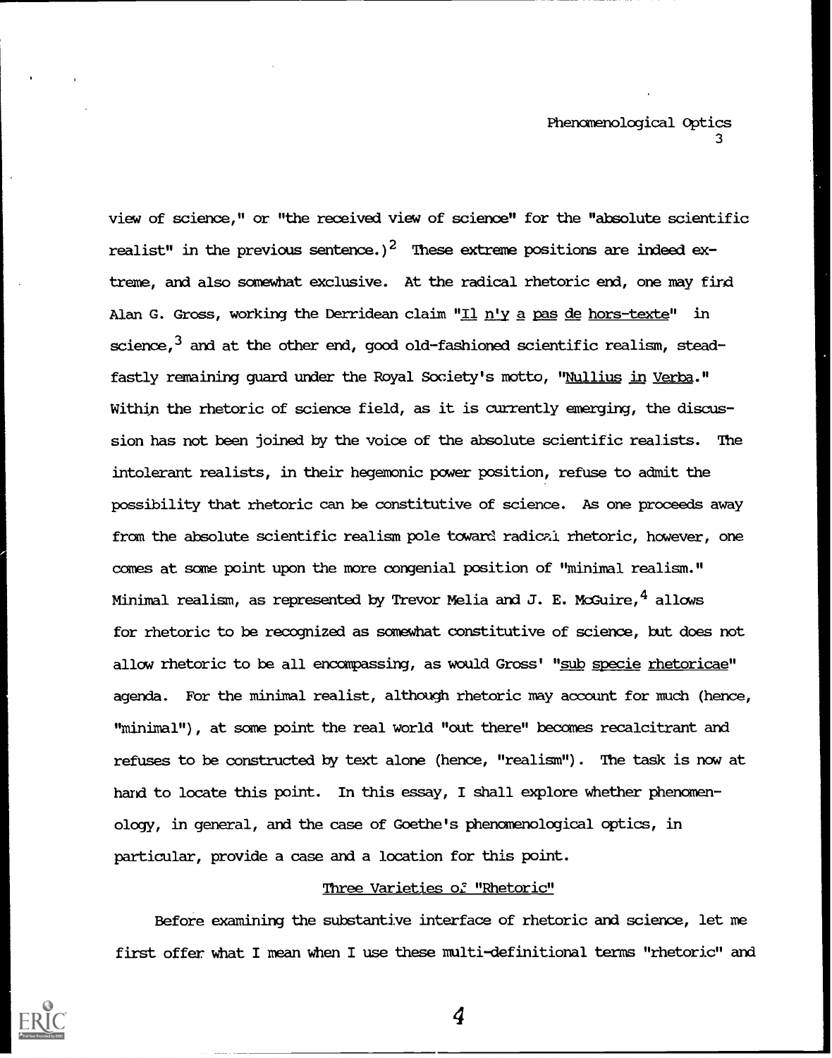view of science," or "the received view of science" for the "absolute scientific realist" in the previous sentence.)[2] These extreme positions are indeed extreme, and also somewhat exclusive. At the radical rhetoric end, one may find Alan G. Gross, working the Derridean claim "_Il n'y a pas de hors-texte_" in science,[3] and at the other end, good old-fashioned scientific realism, steadfastly remaining guard under the Royal Society's motto, "_Nullius in Verba_." Within the rhetoric of science field, as it is currently emerging, the discussion has not been joined by the voice of the absolute scientific realists. The intolerant realists, in their hegemonic power position, refuse to admit the possibility that rhetoric can be constitutive of science. As one proceeds away from the absolute scientific realism pole toward radical rhetoric, however, one comes at some point upon the more congenial position of "minimal realism." Minimal realism, as represented by Trevor Melia and J. E. McGuire,[4] allows for rhetoric to be recognized as somewhat constitutive of science, but does not allow rhetoric to be all encompassing, as would Gross' "_sub specie rhetoricae_" agenda. For the minimal realist, although rhetoric may account for much (hence, "minimal"), at some point the real world "out there" becomes recalcitrant and refuses to be constructed by text alone (hence, "realism"). The task is now at hand to locate this point. In this essay, I shall explore whether phenomenology, in general, and the case of Goethe's phenomenological optics, in particular, provide a case and a location for this point.

## Three Varieties of "Rhetoric"

Before examining the substantive interface of rhetoric and science, let me first offer what I mean when I use these multi-definitional terms "rhetoric" and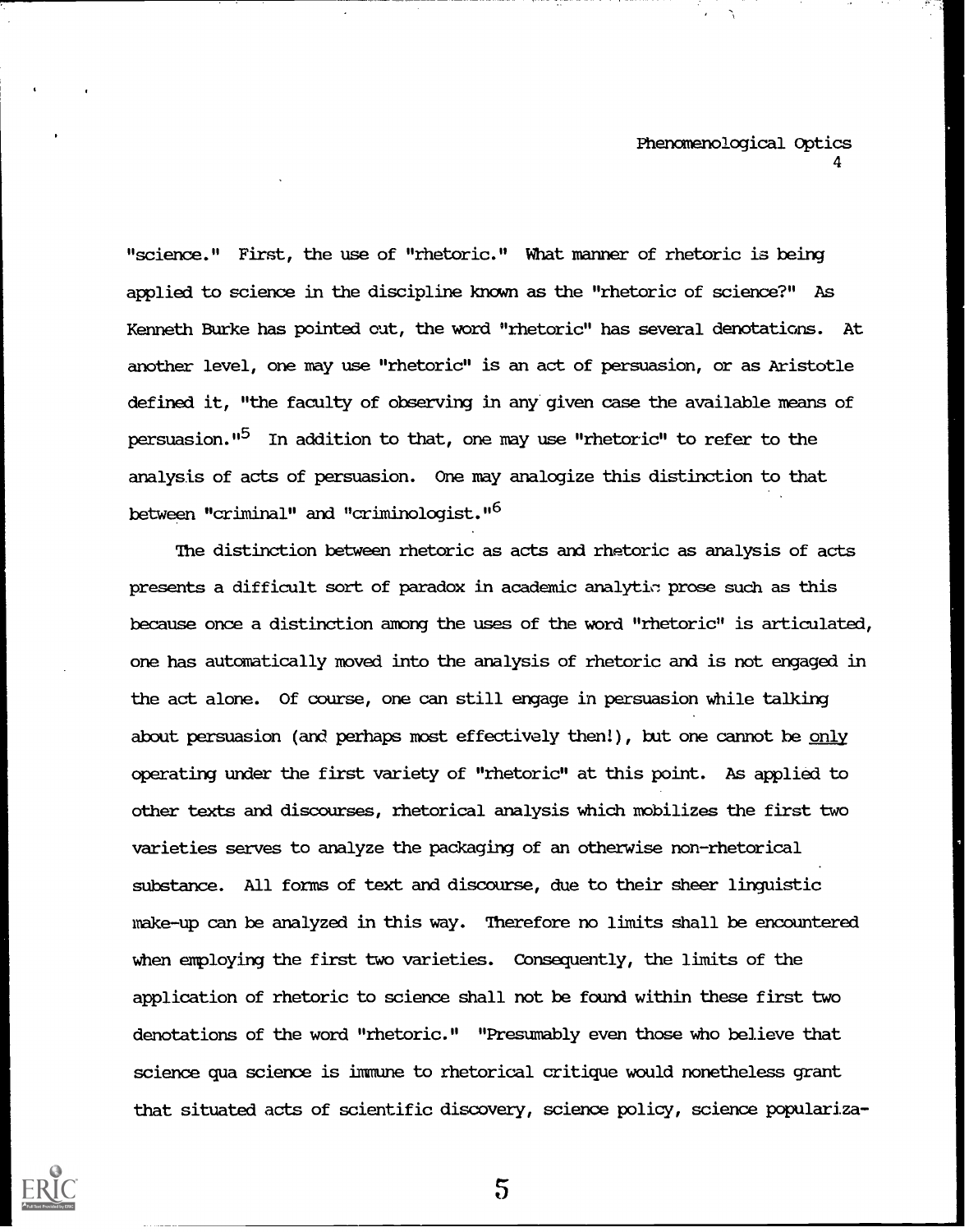"science." First, the use of "rhetoric." What manner of rhetoric is being applied to science in the discipline known as the "rhetoric of science?" As Kenneth Burke has pointed out, the word "rhetoric" has several denotations. At another level, one may use "rhetoric" is an act of persuasion, or as Aristotle defined it, "the faculty of observing in any given case the available means of persuasion."[5] In addition to that, one may use "rhetoric" to refer to the analysis of acts of persuasion. One may analogize this distinction to that between "criminal" and "criminologist."[6]

The distinction between rhetoric as acts and rhetoric as analysis of acts presents a difficult sort of paradox in academic analytic prose such as this because once a distinction among the uses of the word "rhetoric" is articulated, one has automatically moved into the analysis of rhetoric and is not engaged in the act alone. Of course, one can still engage in persuasion while talking about persuasion (and perhaps most effectively then!), but one cannot be <u>only</u> operating under the first variety of "rhetoric" at this point. As applied to other texts and discourses, rhetorical analysis which mobilizes the first two varieties serves to analyze the packaging of an otherwise non-rhetorical substance. All forms of text and discourse, due to their sheer linguistic make-up can be analyzed in this way. Therefore no limits shall be encountered when employing the first two varieties. Consequently, the limits of the application of rhetoric to science shall not be found within these first two denotations of the word "rhetoric." "Presumably even those who believe that science qua science is immune to rhetorical critique would nonetheless grant that situated acts of scientific discovery, science policy, science populariza-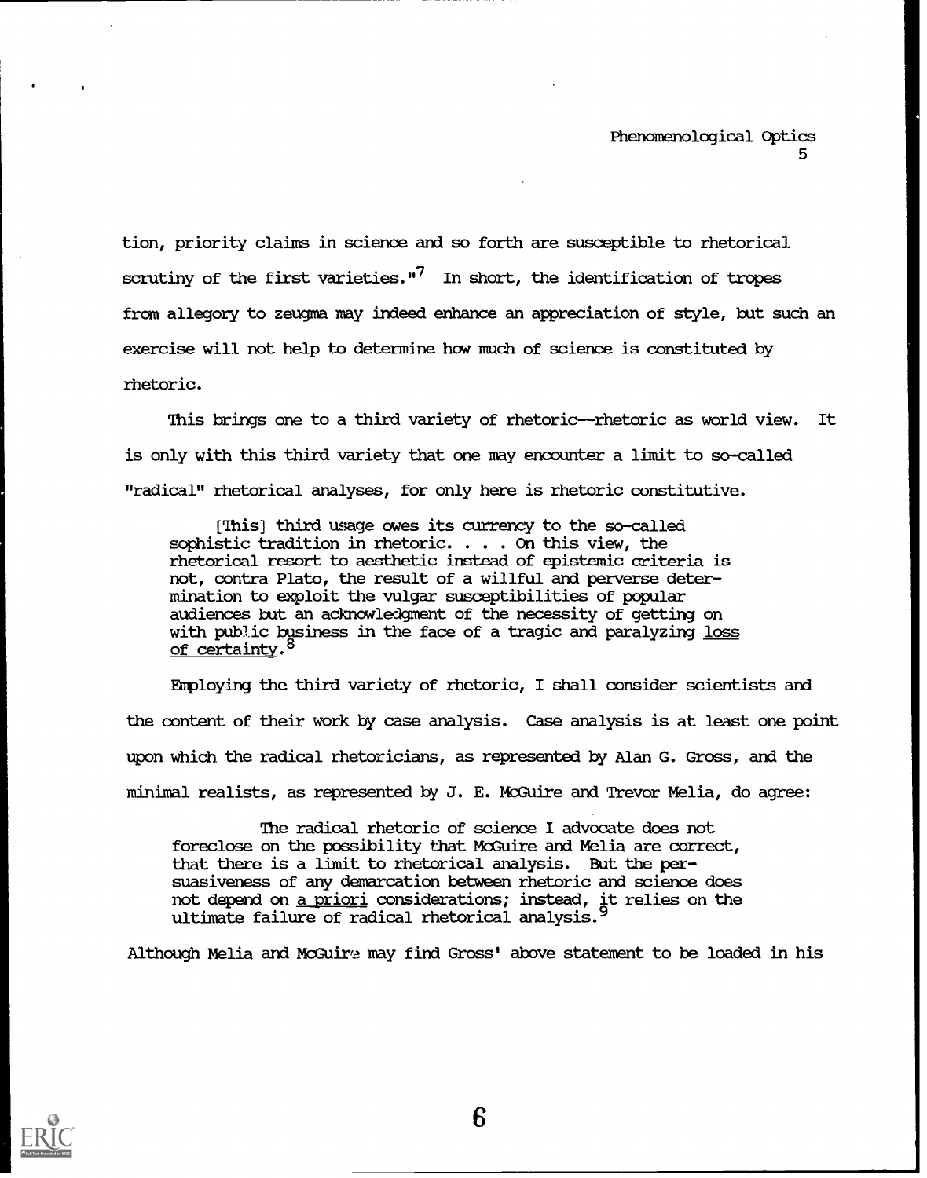tion, priority claims in science and so forth are susceptible to rhetorical scrutiny of the first varieties."[7] In short, the identification of tropes from allegory to zeugma may indeed enhance an appreciation of style, but such an exercise will not help to determine how much of science is constituted by rhetoric.

This brings one to a third variety of rhetoric--rhetoric as world view. It is only with this third variety that one may encounter a limit to so-called "radical" rhetorical analyses, for only here is rhetoric constitutive.

> [This] third usage owes its currency to the so-called sophistic tradition in rhetoric. . . . On this view, the rhetorical resort to aesthetic instead of epistemic criteria is not, contra Plato, the result of a willful and perverse determination to exploit the vulgar susceptibilities of popular audiences but an acknowledgment of the necessity of getting on with public business in the face of a tragic and paralyzing <u>loss of certainty</u>.[8]

Employing the third variety of rhetoric, I shall consider scientists and the content of their work by case analysis. Case analysis is at least one point upon which the radical rhetoricians, as represented by Alan G. Gross, and the minimal realists, as represented by J. E. McGuire and Trevor Melia, do agree:

> The radical rhetoric of science I advocate does not foreclose on the possibility that McGuire and Melia are correct, that there is a limit to rhetorical analysis. But the persuasiveness of any demarcation between rhetoric and science does not depend on <u>a priori</u> considerations; instead, it relies on the ultimate failure of radical rhetorical analysis.[9]

Although Melia and McGuire may find Gross' above statement to be loaded in his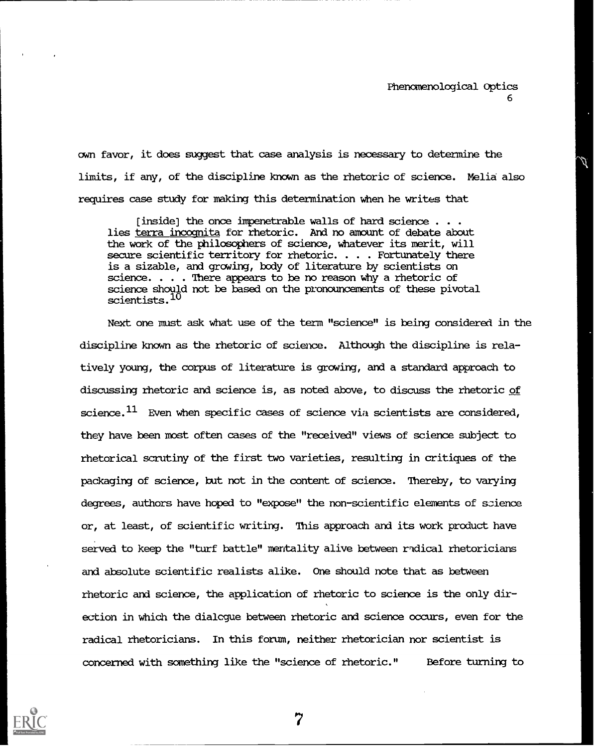own favor, it does suggest that case analysis is necessary to determine the limits, if any, of the discipline known as the rhetoric of science. Melia also requires case study for making this determination when he writes that

> [inside] the once impenetrable walls of hard science . . . lies <u>terra incognita</u> for rhetoric. And no amount of debate about the work of the philosophers of science, whatever its merit, will secure scientific territory for rhetoric. . . . Fortunately there is a sizable, and growing, body of literature by scientists on science. . . . There appears to be no reason why a rhetoric of science should not be based on the pronouncements of these pivotal scientists.[10]

Next one must ask what use of the term "science" is being considered in the discipline known as the rhetoric of science. Although the discipline is relatively young, the corpus of literature is growing, and a standard approach to discussing rhetoric and science is, as noted above, to discuss the rhetoric <u>of</u> science.[11] Even when specific cases of science via scientists are considered, they have been most often cases of the "received" views of science subject to rhetorical scrutiny of the first two varieties, resulting in critiques of the packaging of science, but not in the content of science. Thereby, to varying degrees, authors have hoped to "expose" the non-scientific elements of science or, at least, of scientific writing. This approach and its work product have served to keep the "turf battle" mentality alive between radical rhetoricians and absolute scientific realists alike. One should note that as between rhetoric and science, the application of rhetoric to science is the only direction in which the dialogue between rhetoric and science occurs, even for the radical rhetoricians. In this forum, neither rhetorician nor scientist is concerned with something like the "science of rhetoric." Before turning to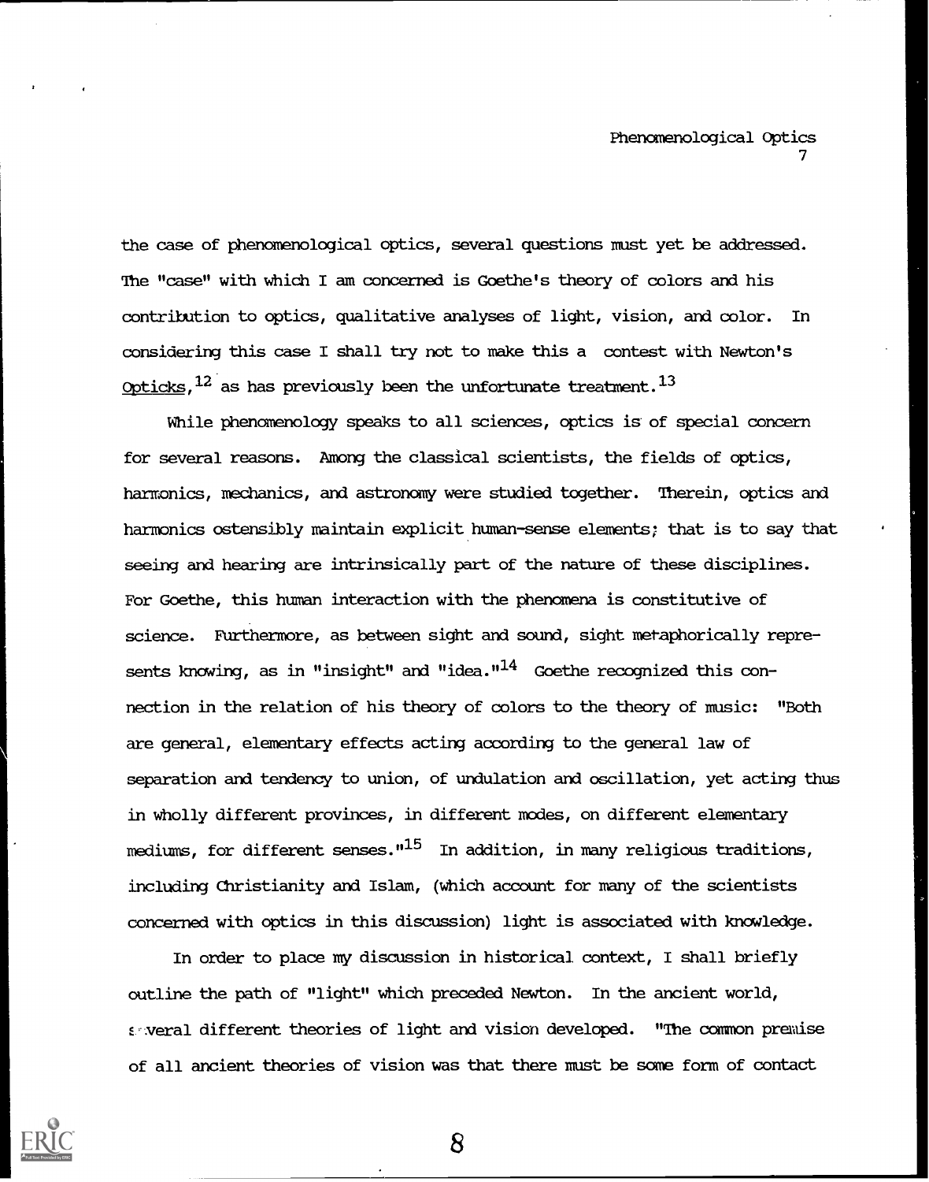the case of phenomenological optics, several questions must yet be addressed. The "case" with which I am concerned is Goethe's theory of colors and his contribution to optics, qualitative analyses of light, vision, and color. In considering this case I shall try not to make this a contest with Newton's Opticks,[12] as has previously been the unfortunate treatment.[13]

While phenomenology speaks to all sciences, optics is of special concern for several reasons. Among the classical scientists, the fields of optics, harmonics, mechanics, and astronomy were studied together. Therein, optics and harmonics ostensibly maintain explicit human-sense elements; that is to say that seeing and hearing are intrinsically part of the nature of these disciplines. For Goethe, this human interaction with the phenomena is constitutive of science. Furthermore, as between sight and sound, sight metaphorically represents knowing, as in "insight" and "idea."[14] Goethe recognized this connection in the relation of his theory of colors to the theory of music: "Both are general, elementary effects acting according to the general law of separation and tendency to union, of undulation and oscillation, yet acting thus in wholly different provinces, in different modes, on different elementary mediums, for different senses."[15] In addition, in many religious traditions, including Christianity and Islam, (which account for many of the scientists concerned with optics in this discussion) light is associated with knowledge.

In order to place my discussion in historical context, I shall briefly outline the path of "light" which preceded Newton. In the ancient world, several different theories of light and vision developed. "The common premise of all ancient theories of vision was that there must be some form of contact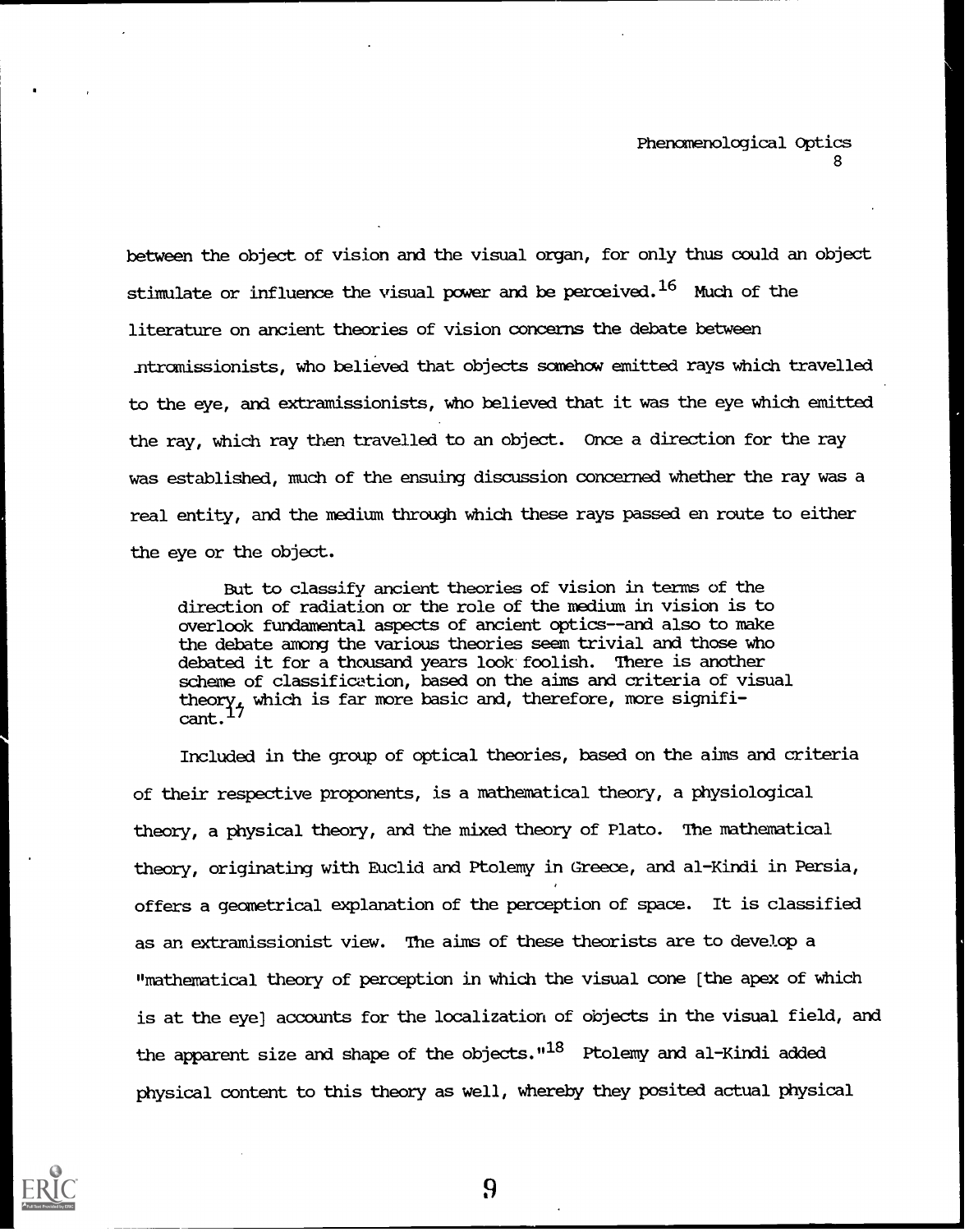between the object of vision and the visual organ, for only thus could an object stimulate or influence the visual power and be perceived.[16] Much of the literature on ancient theories of vision concerns the debate between intromissionists, who believed that objects somehow emitted rays which travelled to the eye, and extramissionists, who believed that it was the eye which emitted the ray, which ray then travelled to an object. Once a direction for the ray was established, much of the ensuing discussion concerned whether the ray was a real entity, and the medium through which these rays passed en route to either the eye or the object.

> But to classify ancient theories of vision in terms of the direction of radiation or the role of the medium in vision is to overlook fundamental aspects of ancient optics--and also to make the debate among the various theories seem trivial and those who debated it for a thousand years look foolish. There is another scheme of classification, based on the aims and criteria of visual theory, which is far more basic and, therefore, more significant.[17]

Included in the group of optical theories, based on the aims and criteria of their respective proponents, is a mathematical theory, a physiological theory, a physical theory, and the mixed theory of Plato. The mathematical theory, originating with Euclid and Ptolemy in Greece, and al-Kindi in Persia, offers a geometrical explanation of the perception of space. It is classified as an extramissionist view. The aims of these theorists are to develop a "mathematical theory of perception in which the visual cone [the apex of which is at the eye] accounts for the localization of objects in the visual field, and the apparent size and shape of the objects."[18] Ptolemy and al-Kindi added physical content to this theory as well, whereby they posited actual physical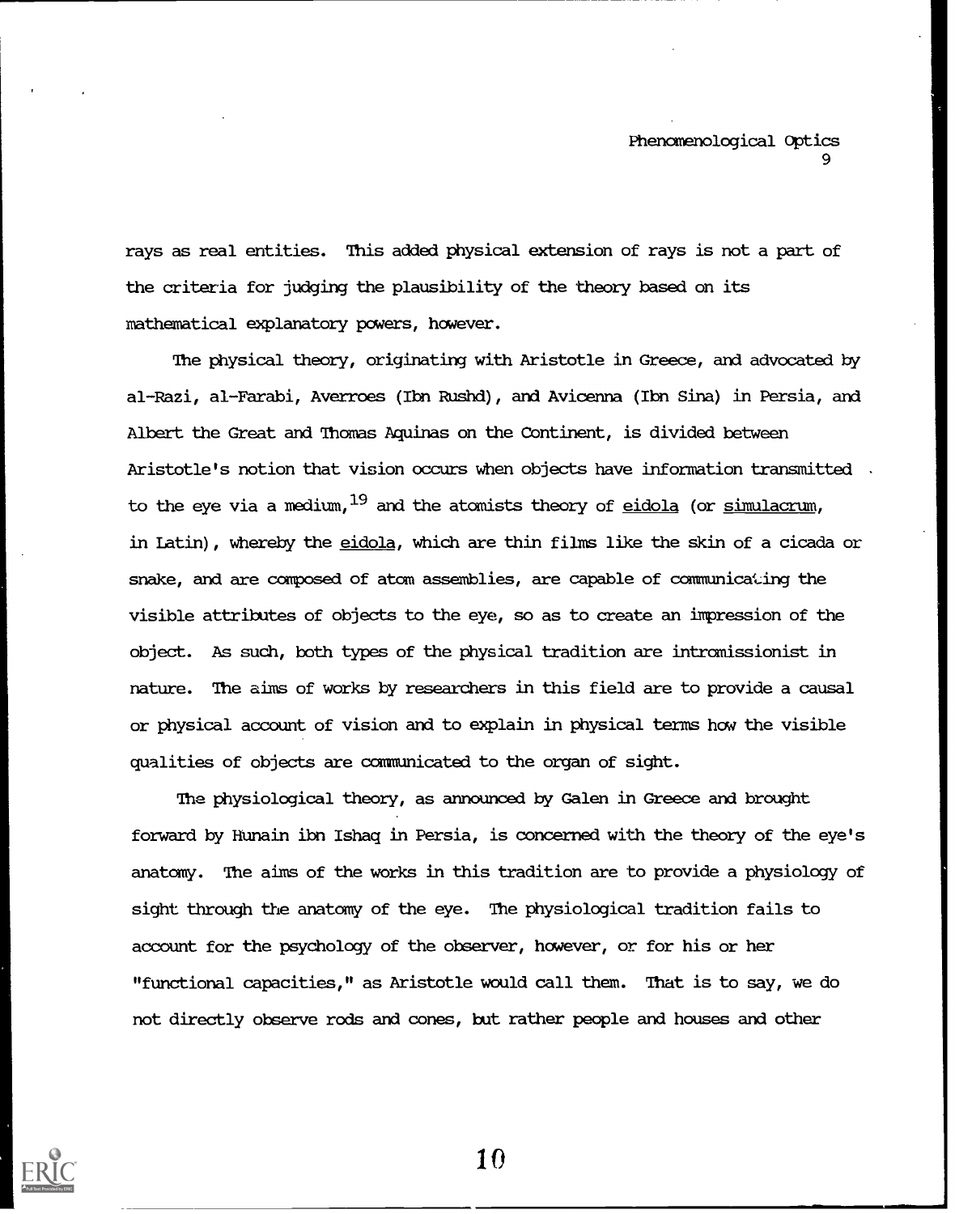rays as real entities. This added physical extension of rays is not a part of the criteria for judging the plausibility of the theory based on its mathematical explanatory powers, however.

The physical theory, originating with Aristotle in Greece, and advocated by al-Razi, al-Farabi, Averroes (Ibn Rushd), and Avicenna (Ibn Sina) in Persia, and Albert the Great and Thomas Aquinas on the Continent, is divided between Aristotle's notion that vision occurs when objects have information transmitted to the eye via a medium,[19] and the atomists theory of eidola (or simulacrum, in Latin), whereby the eidola, which are thin films like the skin of a cicada or snake, and are composed of atom assemblies, are capable of communicating the visible attributes of objects to the eye, so as to create an impression of the object. As such, both types of the physical tradition are intromissionist in nature. The aims of works by researchers in this field are to provide a causal or physical account of vision and to explain in physical terms how the visible qualities of objects are communicated to the organ of sight.

The physiological theory, as announced by Galen in Greece and brought forward by Hunain ibn Ishaq in Persia, is concerned with the theory of the eye's anatomy. The aims of the works in this tradition are to provide a physiology of sight through the anatomy of the eye. The physiological tradition fails to account for the psychology of the observer, however, or for his or her "functional capacities," as Aristotle would call them. That is to say, we do not directly observe rods and cones, but rather people and houses and other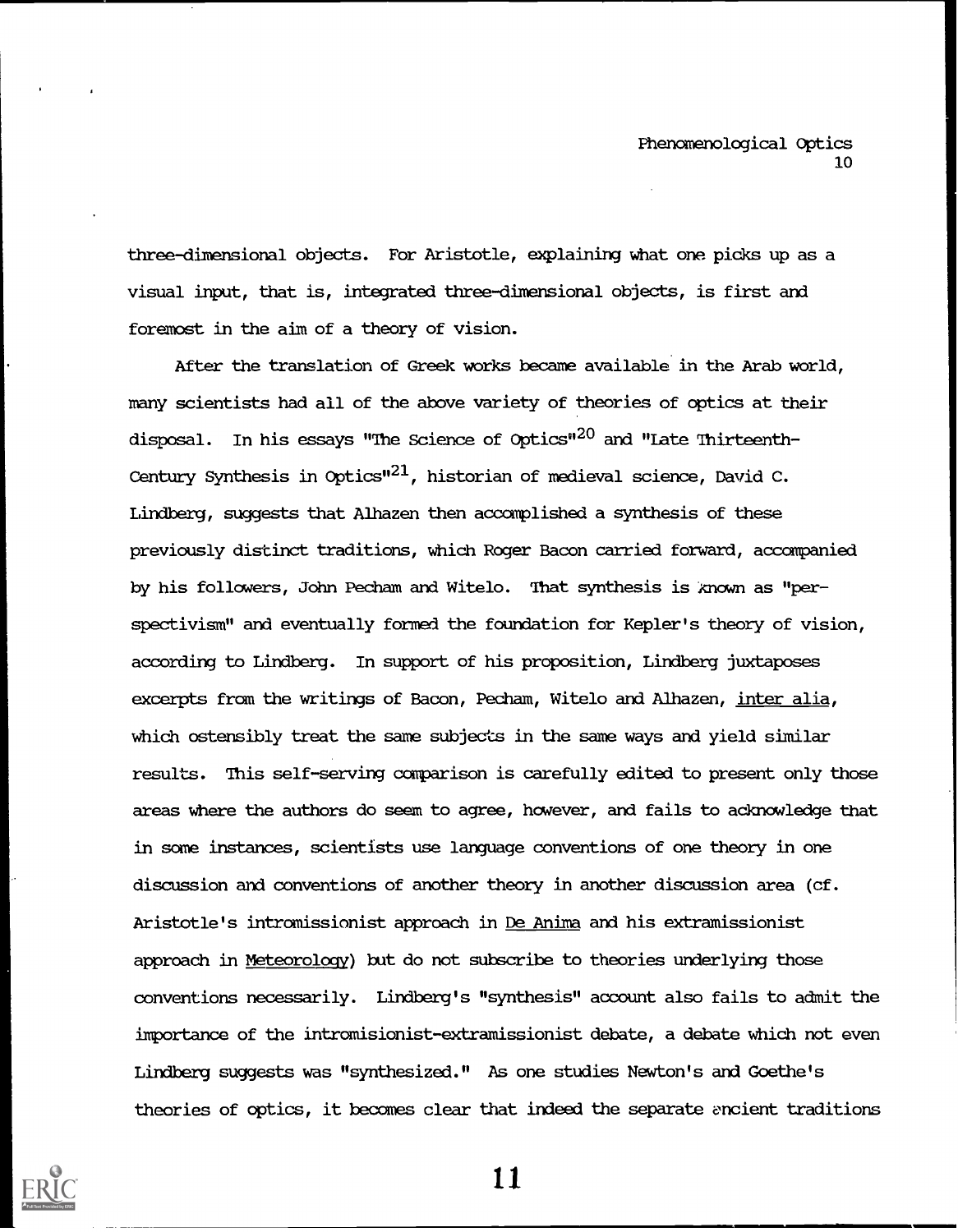three-dimensional objects. For Aristotle, explaining what one picks up as a visual input, that is, integrated three-dimensional objects, is first and foremost in the aim of a theory of vision.

After the translation of Greek works became available in the Arab world, many scientists had all of the above variety of theories of optics at their disposal. In his essays "The Science of Optics"[20] and "Late Thirteenth-Century Synthesis in Optics"[21], historian of medieval science, David C. Lindberg, suggests that Alhazen then accomplished a synthesis of these previously distinct traditions, which Roger Bacon carried forward, accompanied by his followers, John Pecham and Witelo. That synthesis is known as "perspectivism" and eventually formed the foundation for Kepler's theory of vision, according to Lindberg. In support of his proposition, Lindberg juxtaposes excerpts from the writings of Bacon, Pecham, Witelo and Alhazen, *inter alia*, which ostensibly treat the same subjects in the same ways and yield similar results. This self-serving comparison is carefully edited to present only those areas where the authors do seem to agree, however, and fails to acknowledge that in some instances, scientists use language conventions of one theory in one discussion and conventions of another theory in another discussion area (cf. Aristotle's intromissionist approach in *De Anima* and his extramissionist approach in *Meteorology*) but do not subscribe to theories underlying those conventions necessarily. Lindberg's "synthesis" account also fails to admit the importance of the intromisionist-extramissionist debate, a debate which not even Lindberg suggests was "synthesized." As one studies Newton's and Goethe's theories of optics, it becomes clear that indeed the separate ancient traditions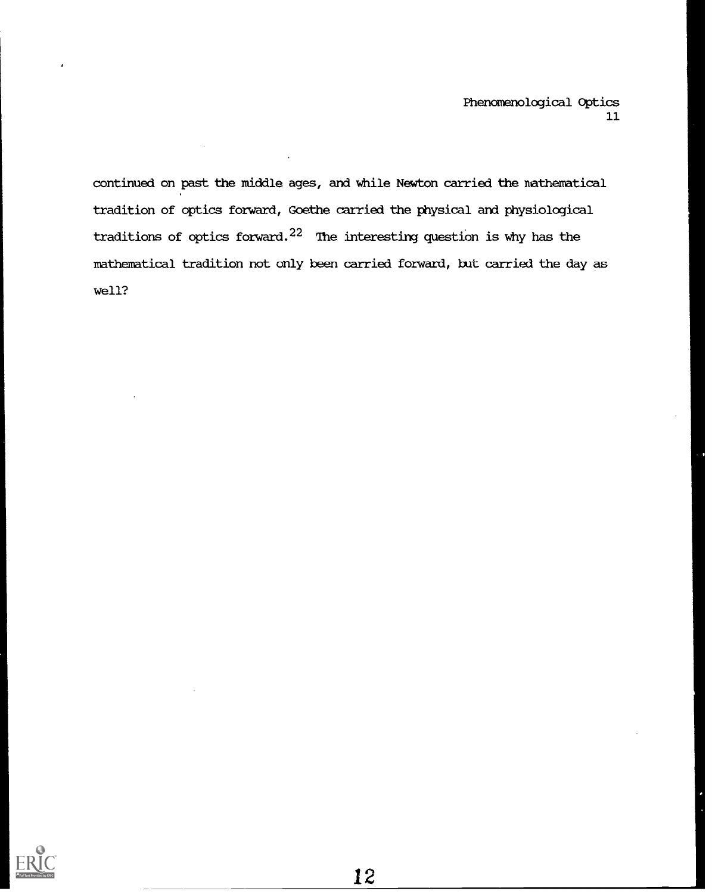continued on past the middle ages, and while Newton carried the mathematical tradition of optics forward, Goethe carried the physical and physiological traditions of optics forward.[22] The interesting question is why has the mathematical tradition not only been carried forward, but carried the day as well?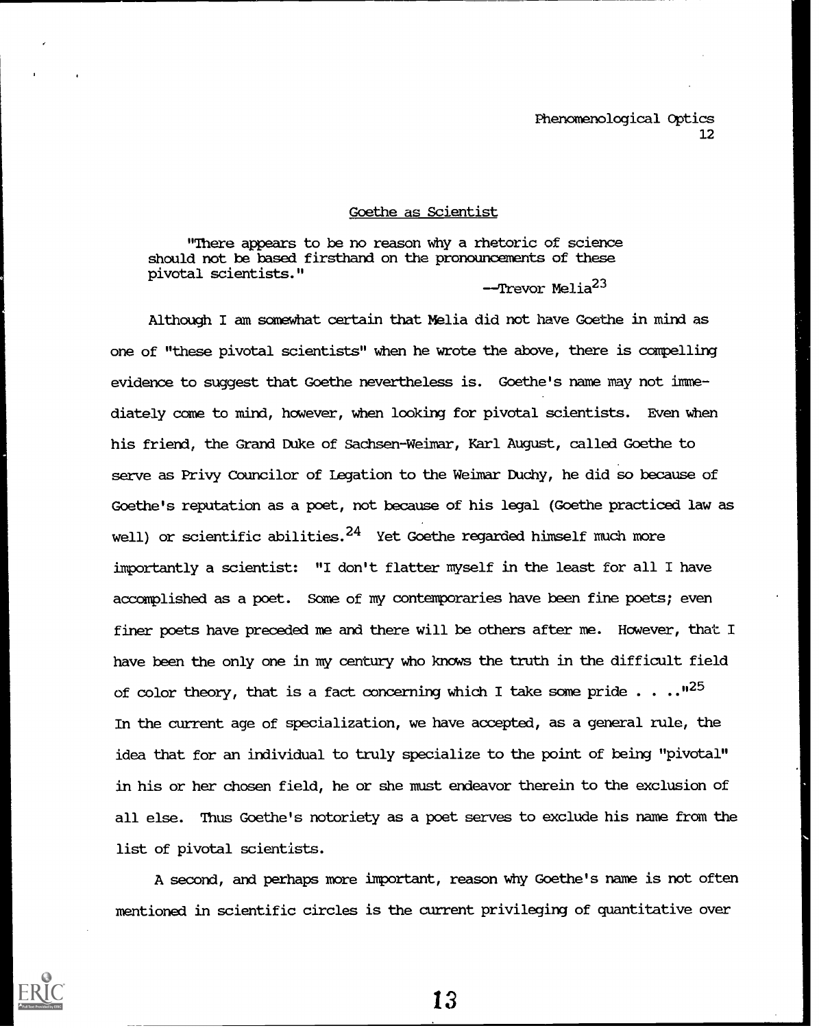## Goethe as Scientist

> "There appears to be no reason why a rhetoric of science should not be based firsthand on the pronouncements of these pivotal scientists."
>
> --Trevor Melia[23]

Although I am somewhat certain that Melia did not have Goethe in mind as one of "these pivotal scientists" when he wrote the above, there is compelling evidence to suggest that Goethe nevertheless is. Goethe's name may not immediately come to mind, however, when looking for pivotal scientists. Even when his friend, the Grand Duke of Sachsen-Weimar, Karl August, called Goethe to serve as Privy Councilor of Legation to the Weimar Duchy, he did so because of Goethe's reputation as a poet, not because of his legal (Goethe practiced law as well) or scientific abilities.[24] Yet Goethe regarded himself much more importantly a scientist: "I don't flatter myself in the least for all I have accomplished as a poet. Some of my contemporaries have been fine poets; even finer poets have preceded me and there will be others after me. However, that I have been the only one in my century who knows the truth in the difficult field of color theory, that is a fact concerning which I take some pride . . . ."[25] In the current age of specialization, we have accepted, as a general rule, the idea that for an individual to truly specialize to the point of being "pivotal" in his or her chosen field, he or she must endeavor therein to the exclusion of all else. Thus Goethe's notoriety as a poet serves to exclude his name from the list of pivotal scientists.

A second, and perhaps more important, reason why Goethe's name is not often mentioned in scientific circles is the current privileging of quantitative over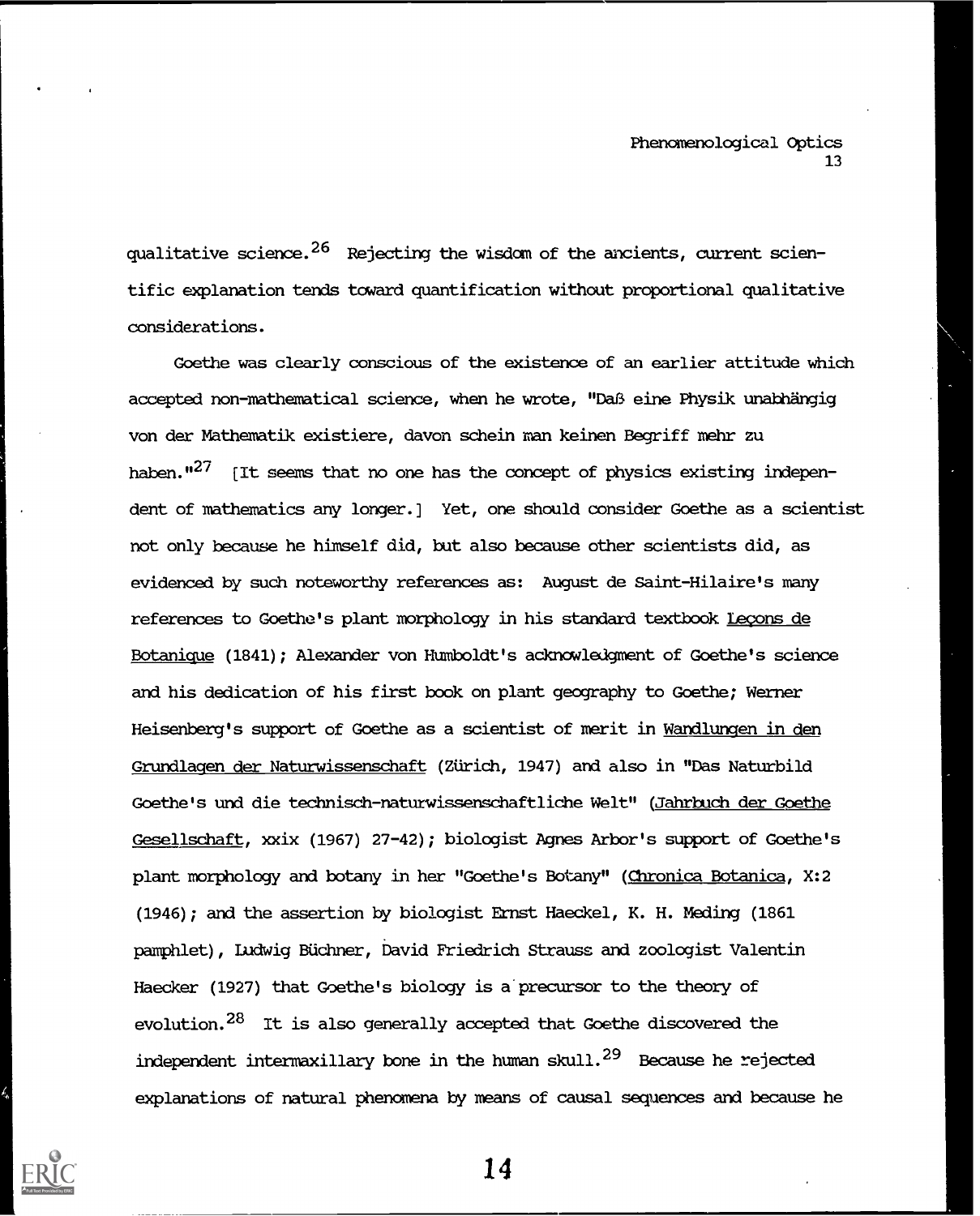qualitative science.[26] Rejecting the wisdom of the ancients, current scientific explanation tends toward quantification without proportional qualitative considerations.

Goethe was clearly conscious of the existence of an earlier attitude which accepted non-mathematical science, when he wrote, "Daß eine Physik unabhängig von der Mathematik existiere, davon schein man keinen Begriff mehr zu haben."[27] [It seems that no one has the concept of physics existing independent of mathematics any longer.] Yet, one should consider Goethe as a scientist not only because he himself did, but also because other scientists did, as evidenced by such noteworthy references as: August de Saint-Hilaire's many references to Goethe's plant morphology in his standard textbook Leçons de Botanique (1841); Alexander von Humboldt's acknowledgment of Goethe's science and his dedication of his first book on plant geography to Goethe; Werner Heisenberg's support of Goethe as a scientist of merit in Wandlungen in den Grundlagen der Naturwissenschaft (Zürich, 1947) and also in "Das Naturbild Goethe's und die technisch-naturwissenschaftliche Welt" (Jahrbuch der Goethe Gesellschaft, xxix (1967) 27-42); biologist Agnes Arbor's support of Goethe's plant morphology and botany in her "Goethe's Botany" (Chronica Botanica, X:2 (1946); and the assertion by biologist Ernst Haeckel, K. H. Meding (1861 pamphlet), Ludwig Büchner, David Friedrich Strauss and zoologist Valentin Haecker (1927) that Goethe's biology is a precursor to the theory of evolution.[28] It is also generally accepted that Goethe discovered the independent intermaxillary bone in the human skull.[29] Because he rejected explanations of natural phenomena by means of causal sequences and because he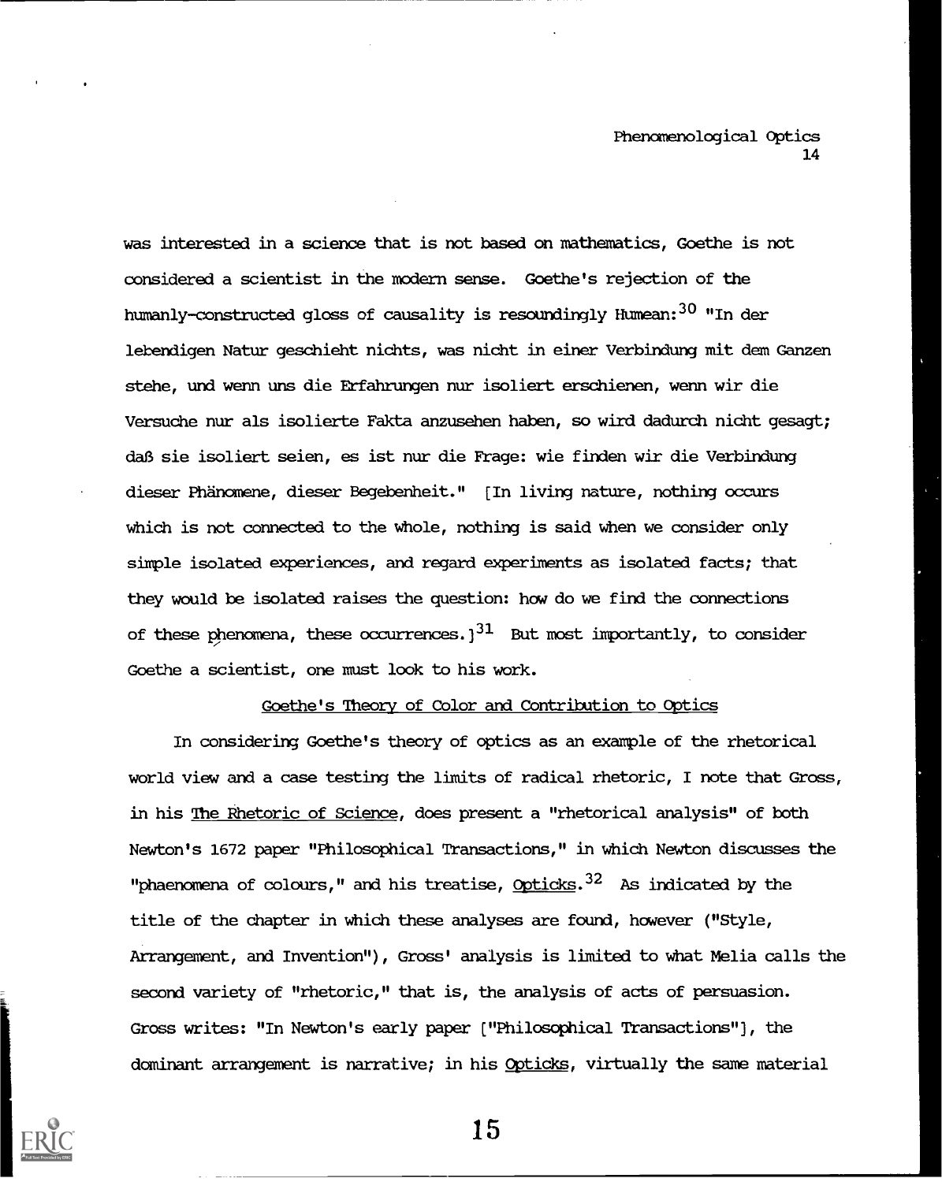was interested in a science that is not based on mathematics, Goethe is not considered a scientist in the modern sense. Goethe's rejection of the humanly-constructed gloss of causality is resoundingly Humean:[30] "In der lebendigen Natur geschieht nichts, was nicht in einer Verbindung mit dem Ganzen stehe, und wenn uns die Erfahrungen nur isoliert erschienen, wenn wir die Versuche nur als isolierte Fakta anzusehen haben, so wird dadurch nicht gesagt; daß sie isoliert seien, es ist nur die Frage: wie finden wir die Verbindung dieser Phänomene, dieser Begebenheit." [In living nature, nothing occurs which is not connected to the whole, nothing is said when we consider only simple isolated experiences, and regard experiments as isolated facts; that they would be isolated raises the question: how do we find the connections of these phenomena, these occurrences.][31] But most importantly, to consider Goethe a scientist, one must look to his work.

## Goethe's Theory of Color and Contribution to Optics

In considering Goethe's theory of optics as an example of the rhetorical world view and a case testing the limits of radical rhetoric, I note that Gross, in his The Rhetoric of Science, does present a "rhetorical analysis" of both Newton's 1672 paper "Philosophical Transactions," in which Newton discusses the "phaenomena of colours," and his treatise, Opticks.[32] As indicated by the title of the chapter in which these analyses are found, however ("Style, Arrangement, and Invention"), Gross' analysis is limited to what Melia calls the second variety of "rhetoric," that is, the analysis of acts of persuasion. Gross writes: "In Newton's early paper ["Philosophical Transactions"], the dominant arrangement is narrative; in his Opticks, virtually the same material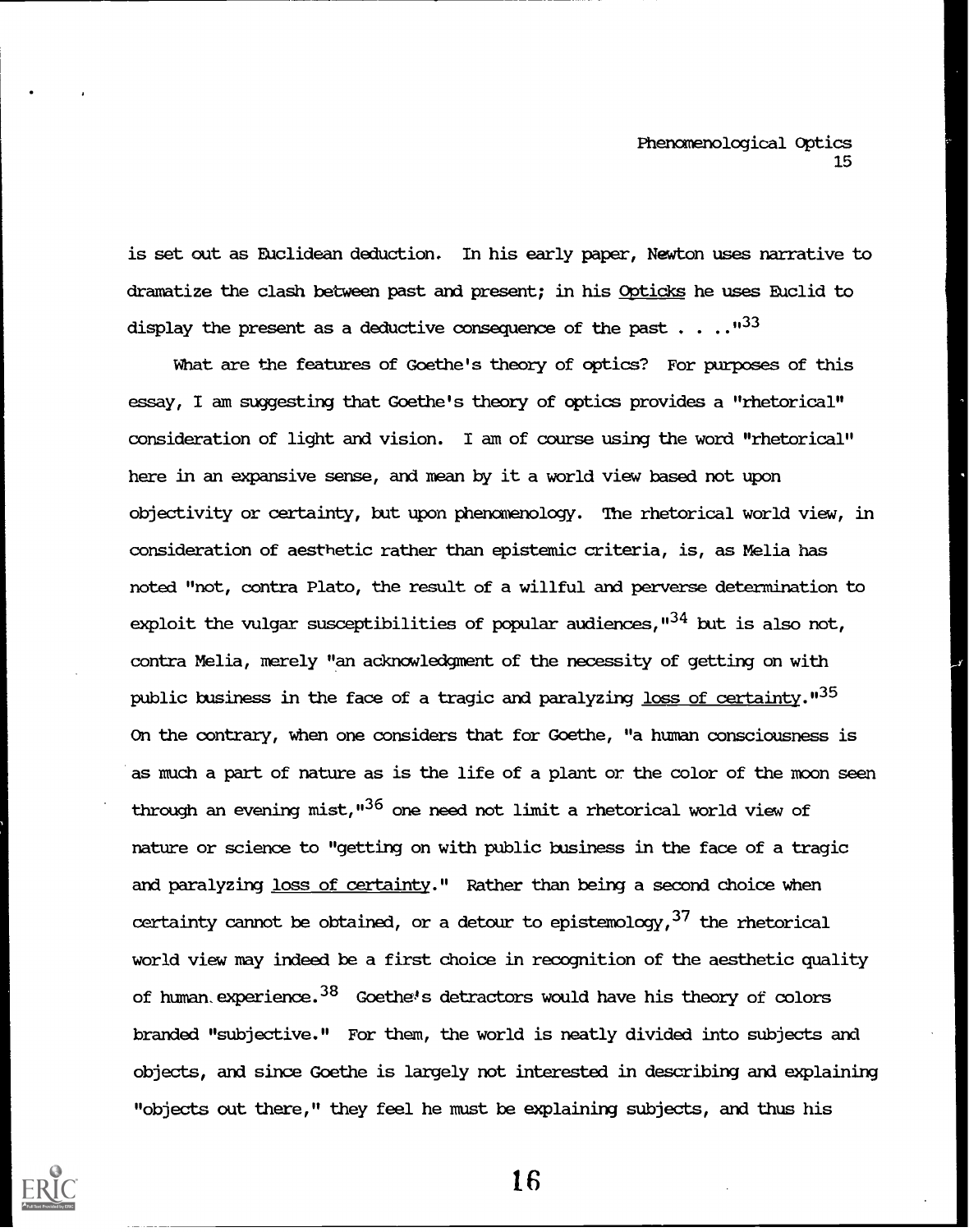is set out as Euclidean deduction. In his early paper, Newton uses narrative to dramatize the clash between past and present; in his Opticks he uses Euclid to display the present as a deductive consequence of the past . . . ."[33]

What are the features of Goethe's theory of optics? For purposes of this essay, I am suggesting that Goethe's theory of optics provides a "rhetorical" consideration of light and vision. I am of course using the word "rhetorical" here in an expansive sense, and mean by it a world view based not upon objectivity or certainty, but upon phenomenology. The rhetorical world view, in consideration of aesthetic rather than epistemic criteria, is, as Melia has noted "not, contra Plato, the result of a willful and perverse determination to exploit the vulgar susceptibilities of popular audiences,"[34] but is also not, contra Melia, merely "an acknowledgment of the necessity of getting on with public business in the face of a tragic and paralyzing loss of certainty."[35] On the contrary, when one considers that for Goethe, "a human consciousness is as much a part of nature as is the life of a plant or the color of the moon seen through an evening mist,"[36] one need not limit a rhetorical world view of nature or science to "getting on with public business in the face of a tragic and paralyzing loss of certainty." Rather than being a second choice when certainty cannot be obtained, or a detour to epistemology,[37] the rhetorical world view may indeed be a first choice in recognition of the aesthetic quality of human experience.[38] Goethe's detractors would have his theory of colors branded "subjective." For them, the world is neatly divided into subjects and objects, and since Goethe is largely not interested in describing and explaining "objects out there," they feel he must be explaining subjects, and thus his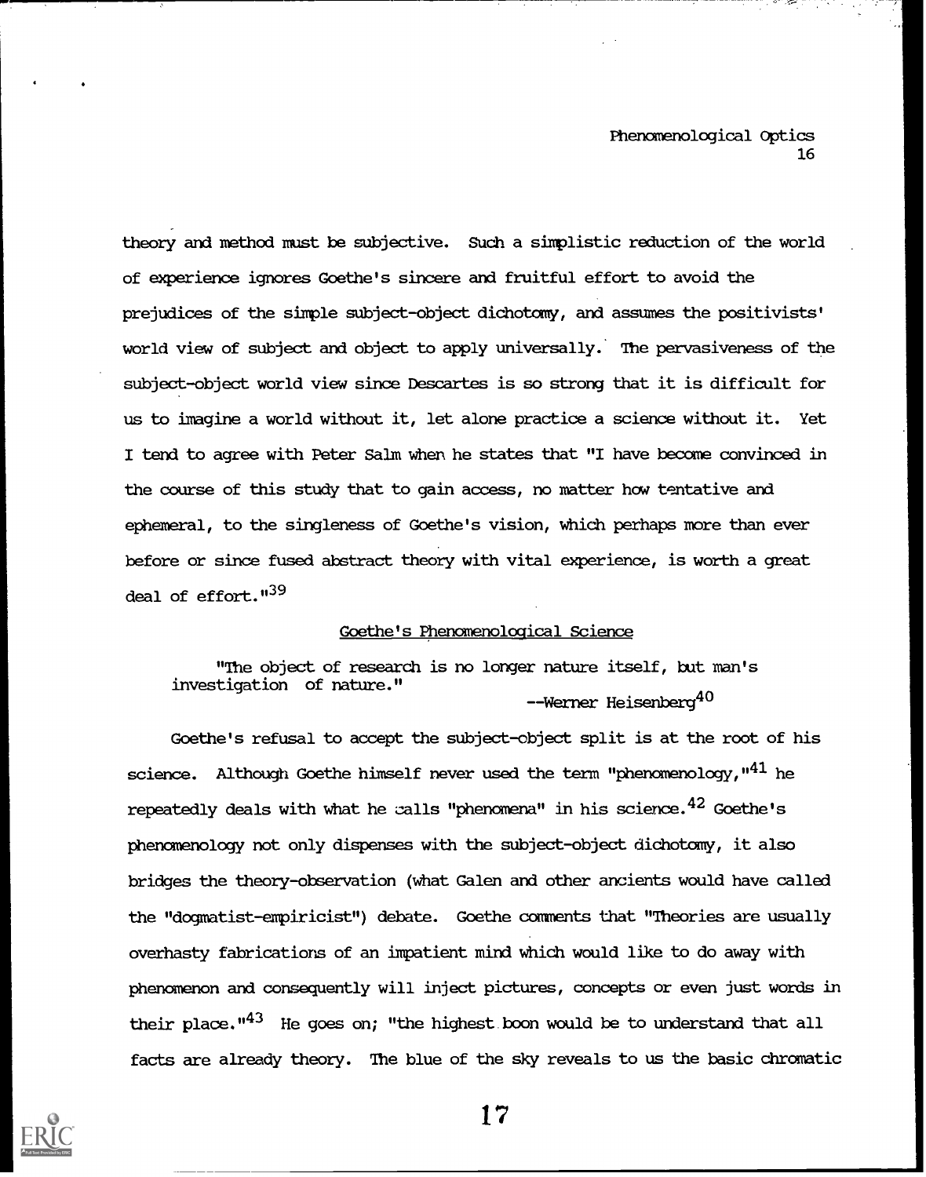theory and method must be subjective. Such a simplistic reduction of the world of experience ignores Goethe's sincere and fruitful effort to avoid the prejudices of the simple subject-object dichotomy, and assumes the positivists' world view of subject and object to apply universally. The pervasiveness of the subject-object world view since Descartes is so strong that it is difficult for us to imagine a world without it, let alone practice a science without it. Yet I tend to agree with Peter Salm when he states that "I have become convinced in the course of this study that to gain access, no matter how tentative and ephemeral, to the singleness of Goethe's vision, which perhaps more than ever before or since fused abstract theory with vital experience, is worth a great deal of effort."[39]

## Goethe's Phenomenological Science

> "The object of research is no longer nature itself, but man's investigation of nature."
>
> --Werner Heisenberg[40]

Goethe's refusal to accept the subject-object split is at the root of his science. Although Goethe himself never used the term "phenomenology,"[41] he repeatedly deals with what he calls "phenomena" in his science.[42] Goethe's phenomenology not only dispenses with the subject-object dichotomy, it also bridges the theory-observation (what Galen and other ancients would have called the "dogmatist-empiricist") debate. Goethe comments that "Theories are usually overhasty fabrications of an impatient mind which would like to do away with phenomenon and consequently will inject pictures, concepts or even just words in their place."[43] He goes on; "the highest boon would be to understand that all facts are already theory. The blue of the sky reveals to us the basic chromatic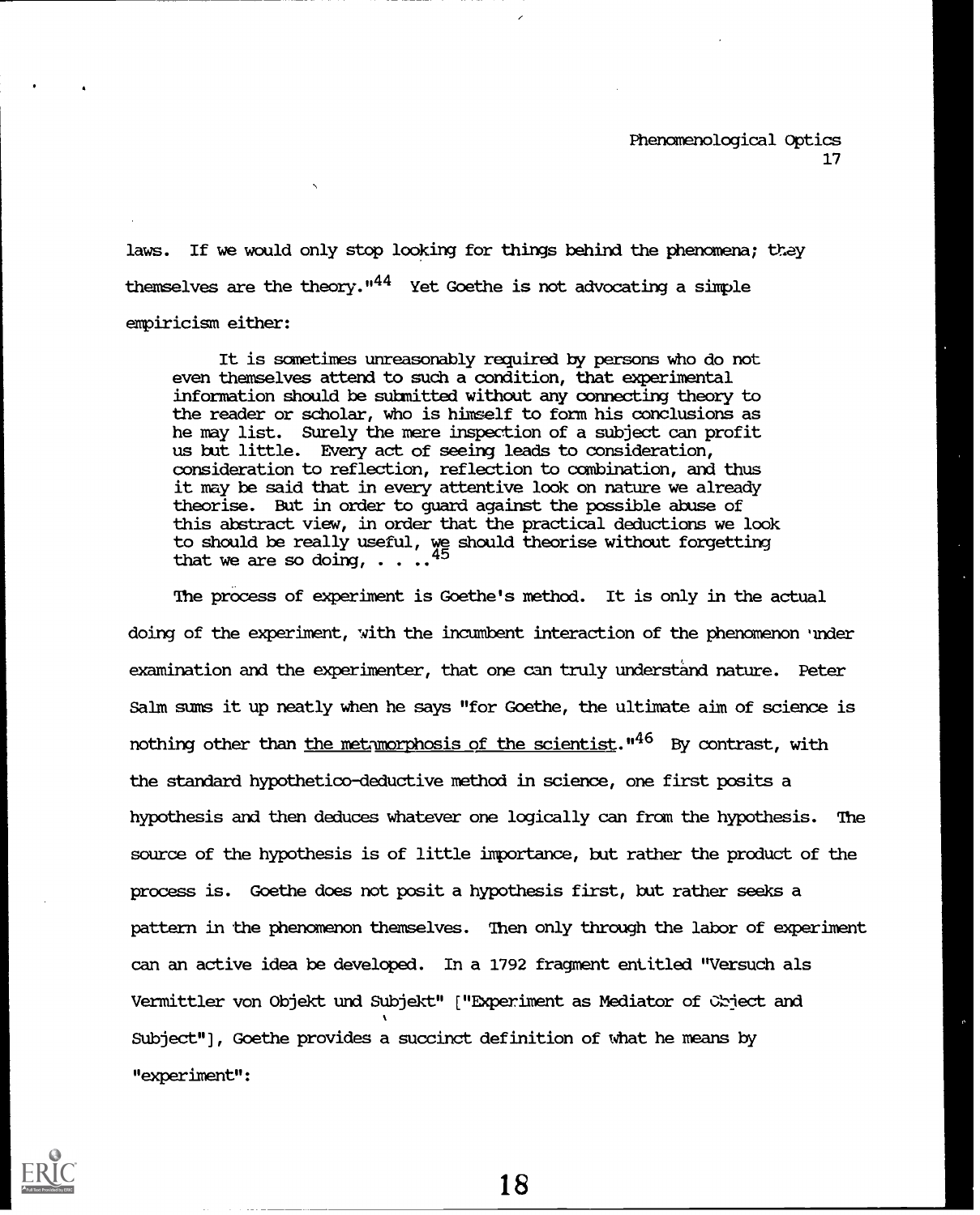laws. If we would only stop looking for things behind the phenomena; they themselves are the theory."[44] Yet Goethe is not advocating a simple empiricism either:

> It is sometimes unreasonably required by persons who do not even themselves attend to such a condition, that experimental information should be submitted without any connecting theory to the reader or scholar, who is himself to form his conclusions as he may list. Surely the mere inspection of a subject can profit us but little. Every act of seeing leads to consideration, consideration to reflection, reflection to combination, and thus it may be said that in every attentive look on nature we already theorise. But in order to guard against the possible abuse of this abstract view, in order that the practical deductions we look to should be really useful, we should theorise without forgetting that we are so doing, . . . .[45]

The process of experiment is Goethe's method. It is only in the actual doing of the experiment, with the incumbent interaction of the phenomenon under examination and the experimenter, that one can truly understand nature. Peter Salm sums it up neatly when he says "for Goethe, the ultimate aim of science is nothing other than <u>the metamorphosis of the scientist</u>."[46] By contrast, with the standard hypothetico-deductive method in science, one first posits a hypothesis and then deduces whatever one logically can from the hypothesis. The source of the hypothesis is of little importance, but rather the product of the process is. Goethe does not posit a hypothesis first, but rather seeks a pattern in the phenomenon themselves. Then only through the labor of experiment can an active idea be developed. In a 1792 fragment entitled "Versuch als Vermittler von Objekt und Subjekt" ["Experiment as Mediator of Object and Subject"], Goethe provides a succinct definition of what he means by "experiment":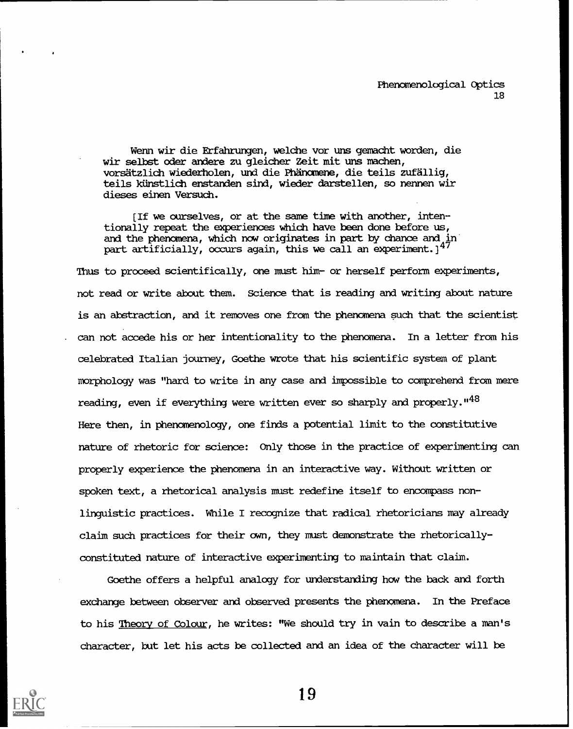> Wenn wir die Erfahrungen, welche vor uns gemacht worden, die wir selbst oder andere zu gleicher Zeit mit uns machen, vorsätzlich wiederholen, und die Phänomene, die teils zufällig, teils künstlich enstanden sind, wieder darstellen, so nennen wir dieses einen Versuch.
>
> [If we ourselves, or at the same time with another, intentionally repeat the experiences which have been done before us, and the phenomena, which now originates in part by chance and in part artificially, occurs again, this we call an experiment.][47]

Thus to proceed scientifically, one must him- or herself perform experiments, not read or write about them. Science that is reading and writing about nature is an abstraction, and it removes one from the phenomena such that the scientist can not accede his or her intentionality to the phenomena. In a letter from his celebrated Italian journey, Goethe wrote that his scientific system of plant morphology was "hard to write in any case and impossible to comprehend from mere reading, even if everything were written ever so sharply and properly."[48] Here then, in phenomenology, one finds a potential limit to the constitutive nature of rhetoric for science: Only those in the practice of experimenting can properly experience the phenomena in an interactive way. Without written or spoken text, a rhetorical analysis must redefine itself to encompass non-linguistic practices. While I recognize that radical rhetoricians may already claim such practices for their own, they must demonstrate the rhetorically-constituted nature of interactive experimenting to maintain that claim.

Goethe offers a helpful analogy for understanding how the back and forth exchange between observer and observed presents the phenomena. In the Preface to his Theory of Colour, he writes: "We should try in vain to describe a man's character, but let his acts be collected and an idea of the character will be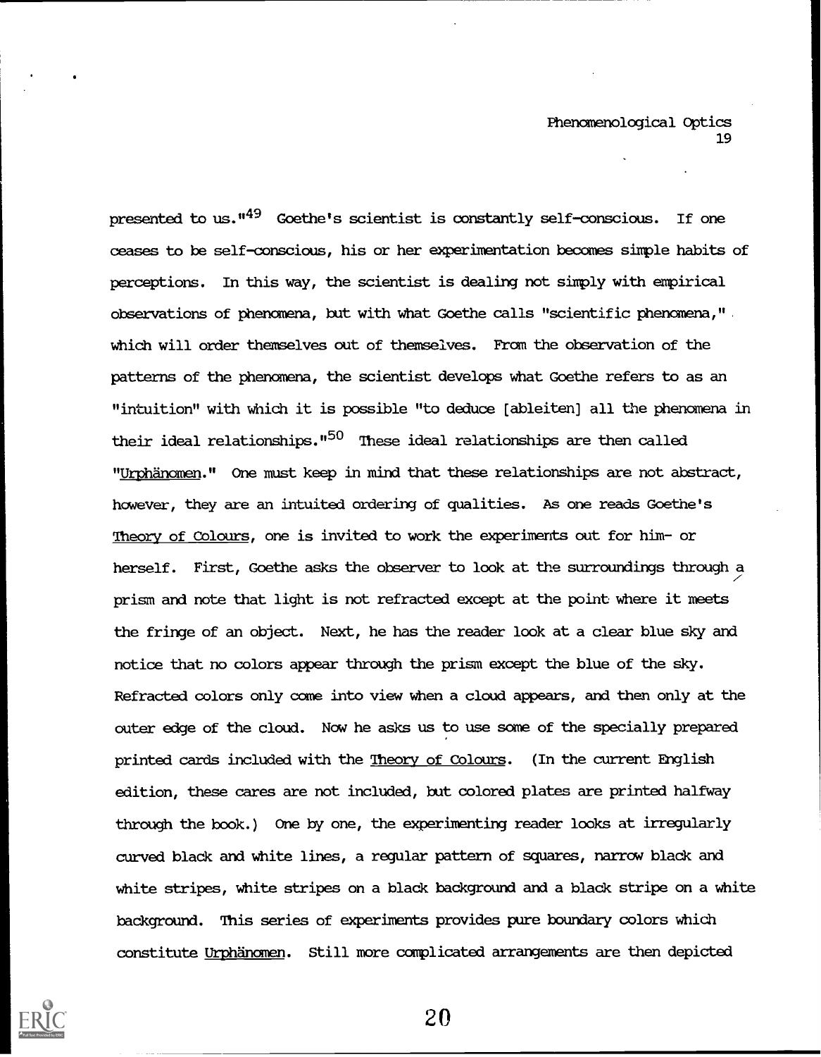presented to us."[49] Goethe's scientist is constantly self-conscious. If one ceases to be self-conscious, his or her experimentation becomes simple habits of perceptions. In this way, the scientist is dealing not simply with empirical observations of phenomena, but with what Goethe calls "scientific phenomena," which will order themselves out of themselves. From the observation of the patterns of the phenomena, the scientist develops what Goethe refers to as an "intuition" with which it is possible "to deduce [ableiten] all the phenomena in their ideal relationships."[50] These ideal relationships are then called "Urphänomen." One must keep in mind that these relationships are not abstract, however, they are an intuited ordering of qualities. As one reads Goethe's Theory of Colours, one is invited to work the experiments out for him- or herself. First, Goethe asks the observer to look at the surroundings through a prism and note that light is not refracted except at the point where it meets the fringe of an object. Next, he has the reader look at a clear blue sky and notice that no colors appear through the prism except the blue of the sky. Refracted colors only come into view when a cloud appears, and then only at the outer edge of the cloud. Now he asks us to use some of the specially prepared printed cards included with the Theory of Colours. (In the current English edition, these cares are not included, but colored plates are printed halfway through the book.) One by one, the experimenting reader looks at irregularly curved black and white lines, a regular pattern of squares, narrow black and white stripes, white stripes on a black background and a black stripe on a white background. This series of experiments provides pure boundary colors which constitute Urphänomen. Still more complicated arrangements are then depicted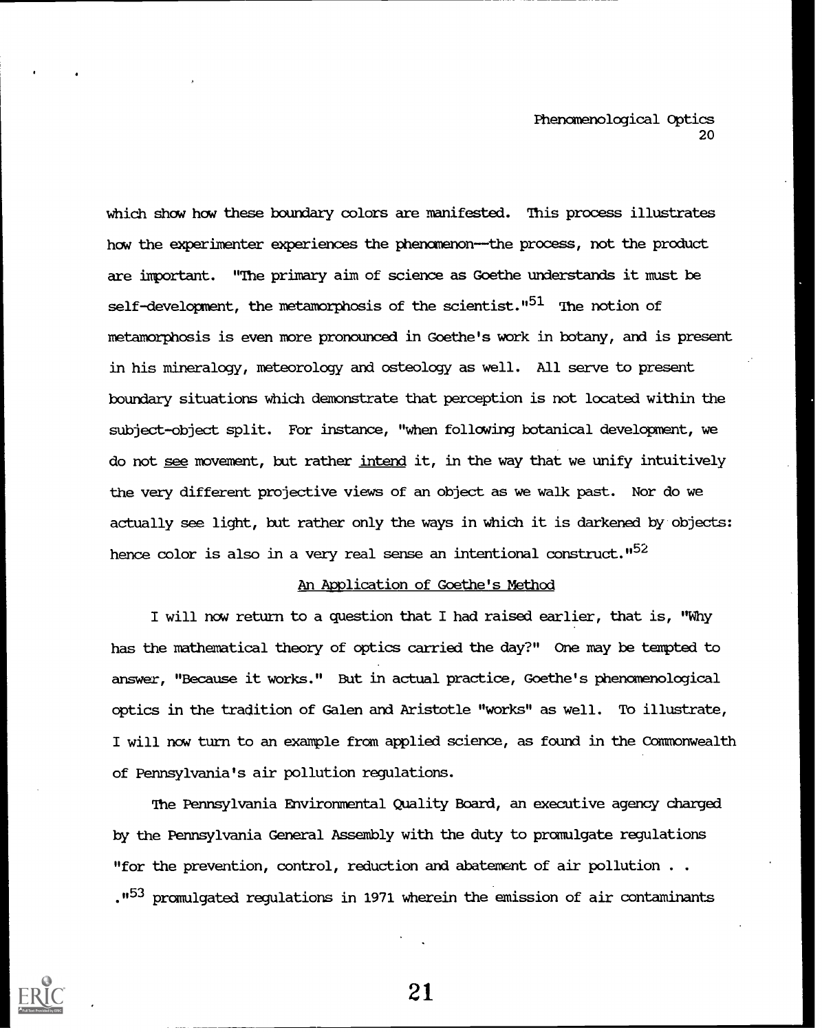which show how these boundary colors are manifested. This process illustrates how the experimenter experiences the phenomenon--the process, not the product are important. "The primary aim of science as Goethe understands it must be self-development, the metamorphosis of the scientist."[51] The notion of metamorphosis is even more pronounced in Goethe's work in botany, and is present in his mineralogy, meteorology and osteology as well. All serve to present boundary situations which demonstrate that perception is not located within the subject-object split. For instance, "when following botanical development, we do not <u>see</u> movement, but rather <u>intend</u> it, in the way that we unify intuitively the very different projective views of an object as we walk past. Nor do we actually see light, but rather only the ways in which it is darkened by objects: hence color is also in a very real sense an intentional construct."[52]

## An Application of Goethe's Method

I will now return to a question that I had raised earlier, that is, "Why has the mathematical theory of optics carried the day?" One may be tempted to answer, "Because it works." But in actual practice, Goethe's phenomenological optics in the tradition of Galen and Aristotle "works" as well. To illustrate, I will now turn to an example from applied science, as found in the Commonwealth of Pennsylvania's air pollution regulations.

The Pennsylvania Environmental Quality Board, an executive agency charged by the Pennsylvania General Assembly with the duty to promulgate regulations "for the prevention, control, reduction and abatement of air pollution . . ."[53] promulgated regulations in 1971 wherein the emission of air contaminants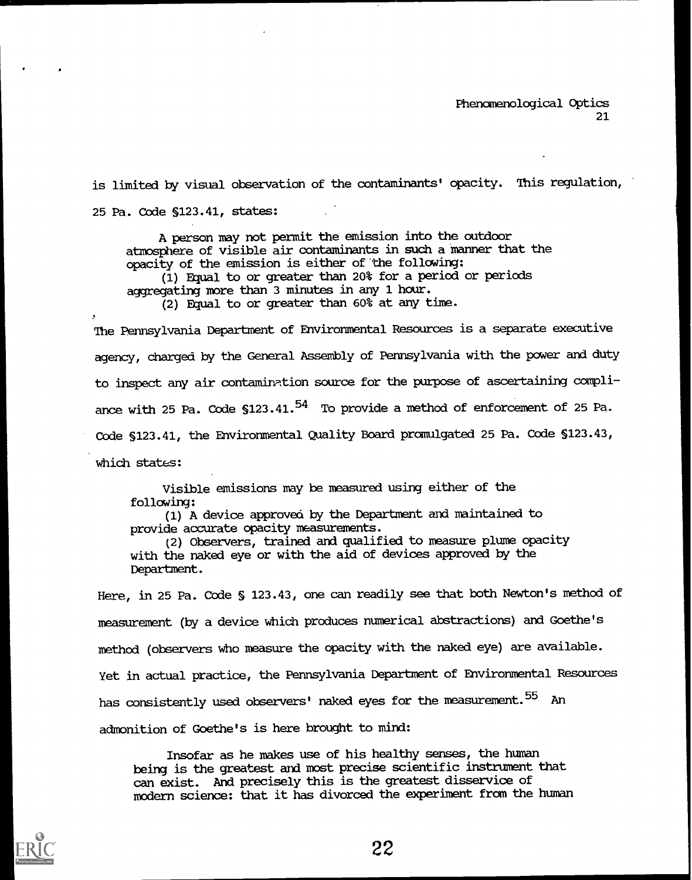is limited by visual observation of the contaminants' opacity. This regulation, 25 Pa. Code §123.41, states:

> A person may not permit the emission into the outdoor atmosphere of visible air contaminants in such a manner that the opacity of the emission is either of the following:
> (1) Equal to or greater than 20% for a period or periods aggregating more than 3 minutes in any 1 hour.
> (2) Equal to or greater than 60% at any time.

The Pennsylvania Department of Environmental Resources is a separate executive agency, charged by the General Assembly of Pennsylvania with the power and duty to inspect any air contamination source for the purpose of ascertaining compliance with 25 Pa. Code §123.41.[54] To provide a method of enforcement of 25 Pa. Code §123.41, the Environmental Quality Board promulgated 25 Pa. Code §123.43, which states:

> Visible emissions may be measured using either of the following:
> (1) A device approved by the Department and maintained to provide accurate opacity measurements.
> (2) Observers, trained and qualified to measure plume opacity with the naked eye or with the aid of devices approved by the Department.

Here, in 25 Pa. Code § 123.43, one can readily see that both Newton's method of measurement (by a device which produces numerical abstractions) and Goethe's method (observers who measure the opacity with the naked eye) are available. Yet in actual practice, the Pennsylvania Department of Environmental Resources has consistently used observers' naked eyes for the measurement.[55] An admonition of Goethe's is here brought to mind:

> Insofar as he makes use of his healthy senses, the human being is the greatest and most precise scientific instrument that can exist. And precisely this is the greatest disservice of modern science: that it has divorced the experiment from the human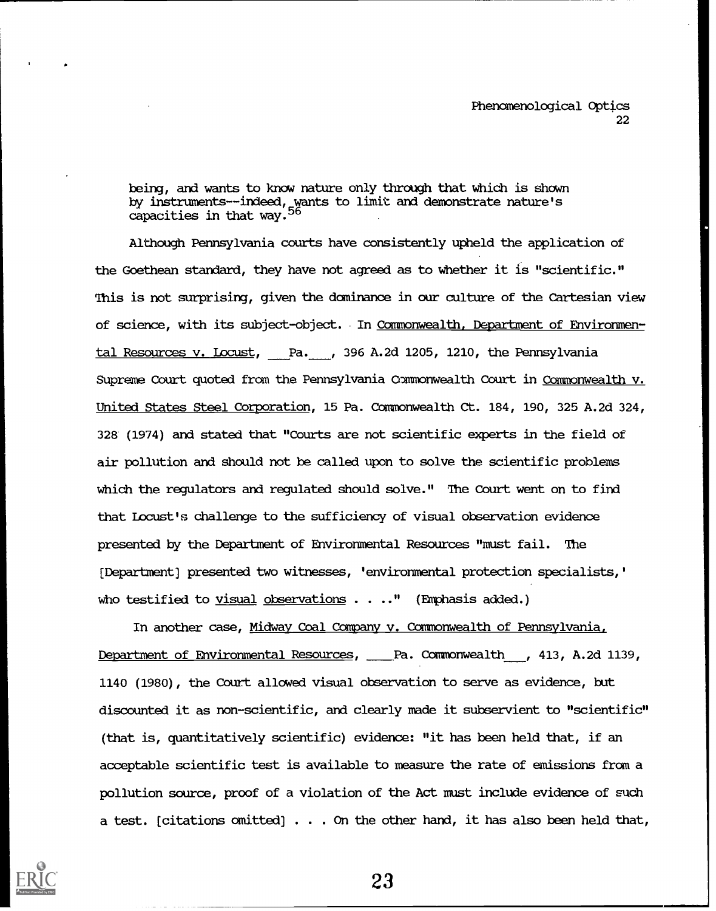being, and wants to know nature only through that which is shown by instruments--indeed, wants to limit and demonstrate nature's capacities in that way.[56]

Although Pennsylvania courts have consistently upheld the application of the Goethean standard, they have not agreed as to whether it is "scientific." This is not surprising, given the dominance in our culture of the Cartesian view of science, with its subject-object. In Commonwealth, Department of Environmental Resources v. Locust, ___Pa.___, 396 A.2d 1205, 1210, the Pennsylvania Supreme Court quoted from the Pennsylvania Commonwealth Court in Commonwealth v. United States Steel Corporation, 15 Pa. Commonwealth Ct. 184, 190, 325 A.2d 324, 328 (1974) and stated that "Courts are not scientific experts in the field of air pollution and should not be called upon to solve the scientific problems which the regulators and regulated should solve." The Court went on to find that Locust's challenge to the sufficiency of visual observation evidence presented by the Department of Environmental Resources "must fail. The [Department] presented two witnesses, 'environmental protection specialists,' who testified to visual observations . . .." (Emphasis added.)

In another case, Midway Coal Company v. Commonwealth of Pennsylvania, Department of Environmental Resources, ___Pa. Commonwealth___, 413, A.2d 1139, 1140 (1980), the Court allowed visual observation to serve as evidence, but discounted it as non-scientific, and clearly made it subservient to "scientific" (that is, quantitatively scientific) evidence: "it has been held that, if an acceptable scientific test is available to measure the rate of emissions from a pollution source, proof of a violation of the Act must include evidence of such a test. [citations omitted] . . . On the other hand, it has also been held that,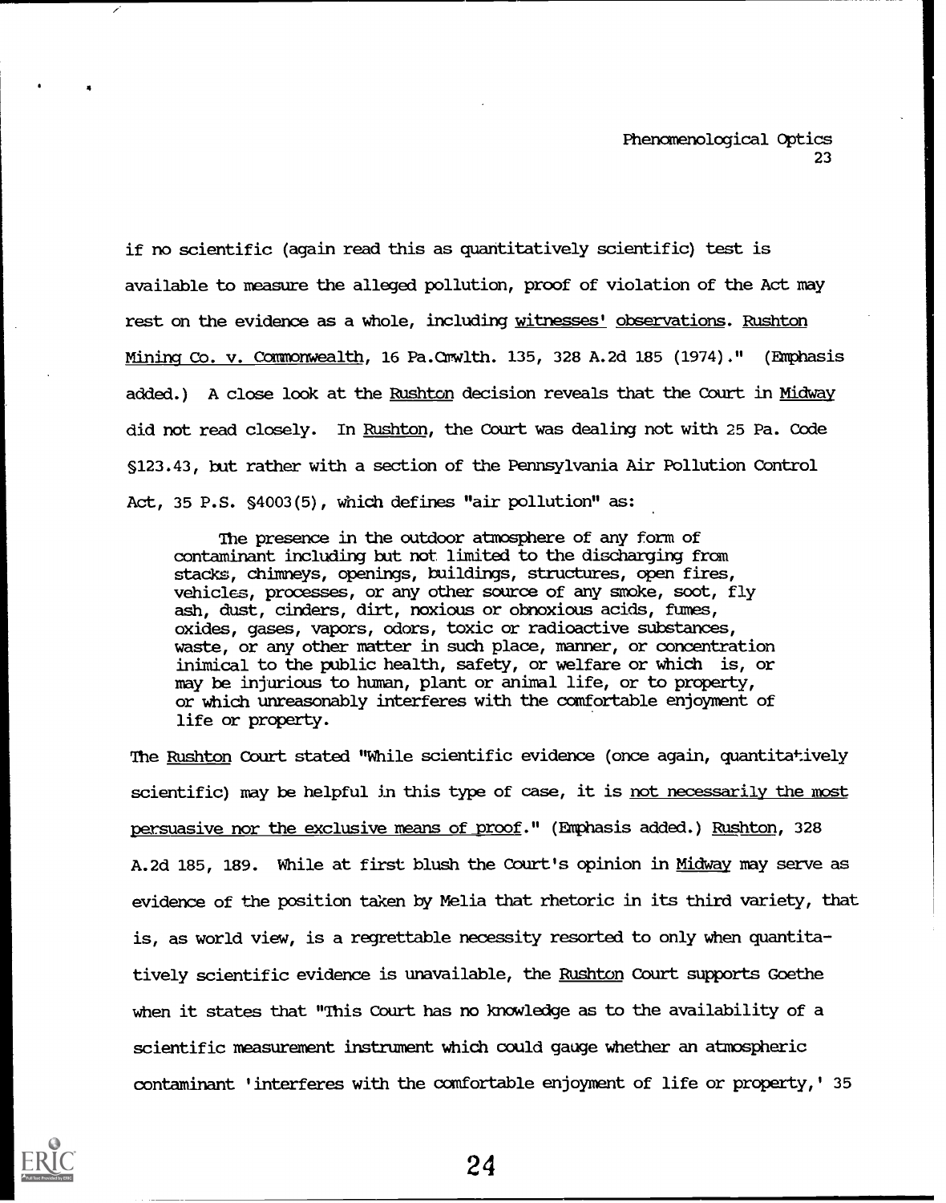if no scientific (again read this as quantitatively scientific) test is available to measure the alleged pollution, proof of violation of the Act may rest on the evidence as a whole, including <u>witnesses'</u> <u>observations</u>. <u>Rushton Mining Co. v. Commonwealth</u>, 16 Pa.Cmwlth. 135, 328 A.2d 185 (1974)." (Emphasis added.) A close look at the <u>Rushton</u> decision reveals that the Court in <u>Midway</u> did not read closely. In <u>Rushton</u>, the Court was dealing not with 25 Pa. Code §123.43, but rather with a section of the Pennsylvania Air Pollution Control Act, 35 P.S. §4003(5), which defines "air pollution" as:

> The presence in the outdoor atmosphere of any form of contaminant including but not limited to the discharging from stacks, chimneys, openings, buildings, structures, open fires, vehicles, processes, or any other source of any smoke, soot, fly ash, dust, cinders, dirt, noxious or obnoxious acids, fumes, oxides, gases, vapors, odors, toxic or radioactive substances, waste, or any other matter in such place, manner, or concentration inimical to the public health, safety, or welfare or which is, or may be injurious to human, plant or animal life, or to property, or which unreasonably interferes with the comfortable enjoyment of life or property.

The <u>Rushton</u> Court stated "While scientific evidence (once again, quantitatively scientific) may be helpful in this type of case, it is <u>not necessarily the most persuasive nor the exclusive means of proof</u>." (Emphasis added.) <u>Rushton</u>, 328 A.2d 185, 189. While at first blush the Court's opinion in <u>Midway</u> may serve as evidence of the position taken by Melia that rhetoric in its third variety, that is, as world view, is a regrettable necessity resorted to only when quantitatively scientific evidence is unavailable, the <u>Rushton</u> Court supports Goethe when it states that "This Court has no knowledge as to the availability of a scientific measurement instrument which could gauge whether an atmospheric contaminant 'interferes with the comfortable enjoyment of life or property,' 35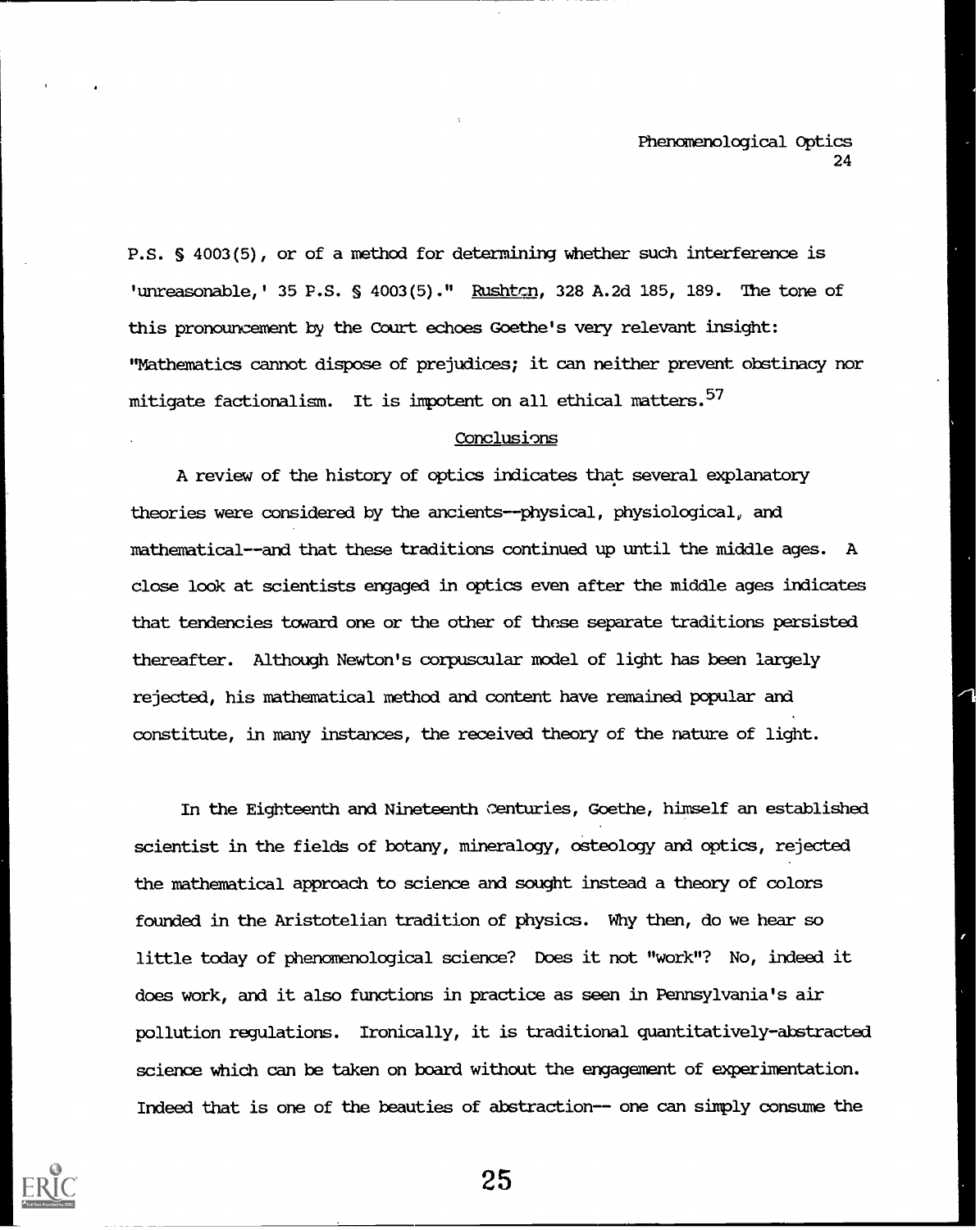P.S. § 4003(5), or of a method for determining whether such interference is 'unreasonable,' 35 P.S. § 4003(5)." Rushton, 328 A.2d 185, 189. The tone of this pronouncement by the Court echoes Goethe's very relevant insight: "Mathematics cannot dispose of prejudices; it can neither prevent obstinacy nor mitigate factionalism. It is impotent on all ethical matters.[57]

## Conclusions

A review of the history of optics indicates that several explanatory theories were considered by the ancients--physical, physiological, and mathematical--and that these traditions continued up until the middle ages. A close look at scientists engaged in optics even after the middle ages indicates that tendencies toward one or the other of these separate traditions persisted thereafter. Although Newton's corpuscular model of light has been largely rejected, his mathematical method and content have remained popular and constitute, in many instances, the received theory of the nature of light.

In the Eighteenth and Nineteenth Centuries, Goethe, himself an established scientist in the fields of botany, mineralogy, osteology and optics, rejected the mathematical approach to science and sought instead a theory of colors founded in the Aristotelian tradition of physics. Why then, do we hear so little today of phenomenological science? Does it not "work"? No, indeed it does work, and it also functions in practice as seen in Pennsylvania's air pollution regulations. Ironically, it is traditional quantitatively-abstracted science which can be taken on board without the engagement of experimentation. Indeed that is one of the beauties of abstraction-- one can simply consume the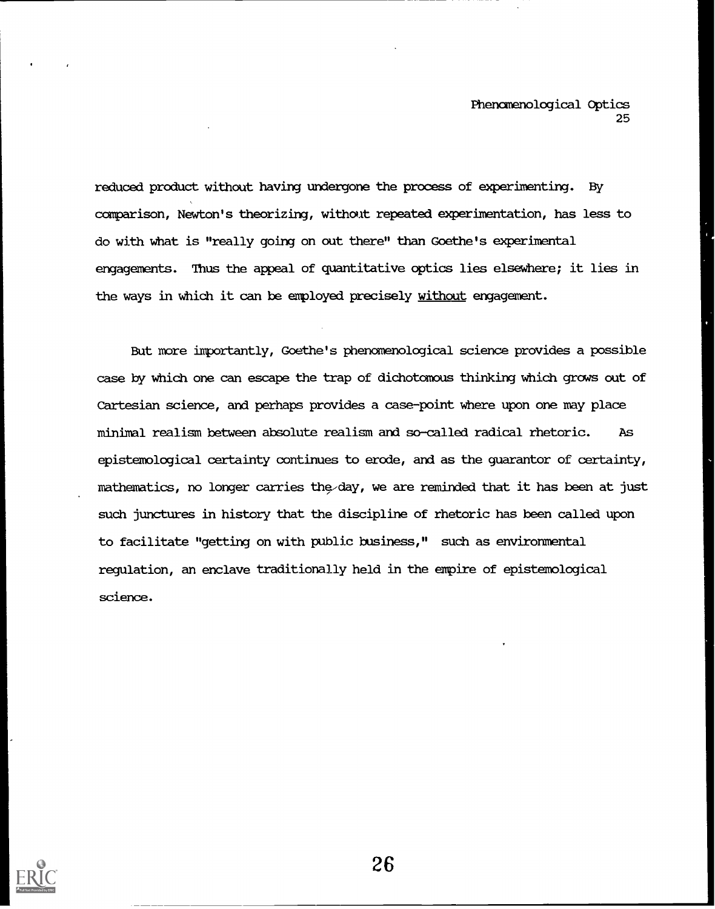reduced product without having undergone the process of experimenting. By comparison, Newton's theorizing, without repeated experimentation, has less to do with what is "really going on out there" than Goethe's experimental engagements. Thus the appeal of quantitative optics lies elsewhere; it lies in the ways in which it can be employed precisely _without_ engagement.

But more importantly, Goethe's phenomenological science provides a possible case by which one can escape the trap of dichotomous thinking which grows out of Cartesian science, and perhaps provides a case-point where upon one may place minimal realism between absolute realism and so-called radical rhetoric. As epistemological certainty continues to erode, and as the guarantor of certainty, mathematics, no longer carries the day, we are reminded that it has been at just such junctures in history that the discipline of rhetoric has been called upon to facilitate "getting on with public business," such as environmental regulation, an enclave traditionally held in the empire of epistemological science.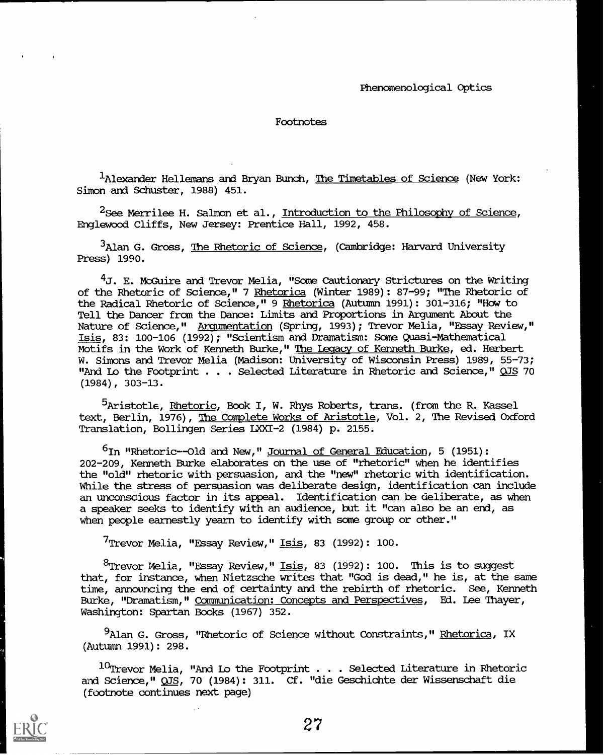## Footnotes

[1]Alexander Hellemans and Bryan Bunch, The Timetables of Science (New York: Simon and Schuster, 1988) 451.

[2]See Merrilee H. Salmon et al., Introduction to the Philosophy of Science, Englewood Cliffs, New Jersey: Prentice Hall, 1992, 458.

[3]Alan G. Gross, The Rhetoric of Science, (Cambridge: Harvard University Press) 1990.

[4]J. E. McGuire and Trevor Melia, "Some Cautionary Strictures on the Writing of the Rhetoric of Science," 7 Rhetorica (Winter 1989): 87-99; "The Rhetoric of the Radical Rhetoric of Science," 9 Rhetorica (Autumn 1991): 301-316; "How to Tell the Dancer from the Dance: Limits and Proportions in Argument About the Nature of Science," Argumentation (Spring, 1993); Trevor Melia, "Essay Review," Isis, 83: 100-106 (1992); "Scientism and Dramatism: Some Quasi-Mathematical Motifs in the Work of Kenneth Burke," The Legacy of Kenneth Burke, ed. Herbert W. Simons and Trevor Melia (Madison: University of Wisconsin Press) 1989, 55-73; "And Lo the Footprint . . . Selected Literature in Rhetoric and Science," QJS 70 (1984), 303-13.

[5]Aristotle, Rhetoric, Book I, W. Rhys Roberts, trans. (from the R. Kassel text, Berlin, 1976), The Complete Works of Aristotle, Vol. 2, The Revised Oxford Translation, Bollingen Series LXXI-2 (1984) p. 2155.

[6]In "Rhetoric--Old and New," Journal of General Education, 5 (1951): 202-209, Kenneth Burke elaborates on the use of "rhetoric" when he identifies the "old" rhetoric with persuasion, and the "new" rhetoric with identification. While the stress of persuasion was deliberate design, identification can include an unconscious factor in its appeal. Identification can be deliberate, as when a speaker seeks to identify with an audience, but it "can also be an end, as when people earnestly yearn to identify with some group or other."

[7]Trevor Melia, "Essay Review," Isis, 83 (1992): 100.

[8]Trevor Melia, "Essay Review," Isis, 83 (1992): 100. This is to suggest that, for instance, when Nietzsche writes that "God is dead," he is, at the same time, announcing the end of certainty and the rebirth of rhetoric. See, Kenneth Burke, "Dramatism," Communication: Concepts and Perspectives, Ed. Lee Thayer, Washington: Spartan Books (1967) 352.

[9]Alan G. Gross, "Rhetoric of Science without Constraints," Rhetorica, IX (Autumn 1991): 298.

[10]Trevor Melia, "And Lo the Footprint . . . Selected Literature in Rhetoric and Science," QJS, 70 (1984): 311. Cf. "die Geschichte der Wissenschaft die (footnote continues next page)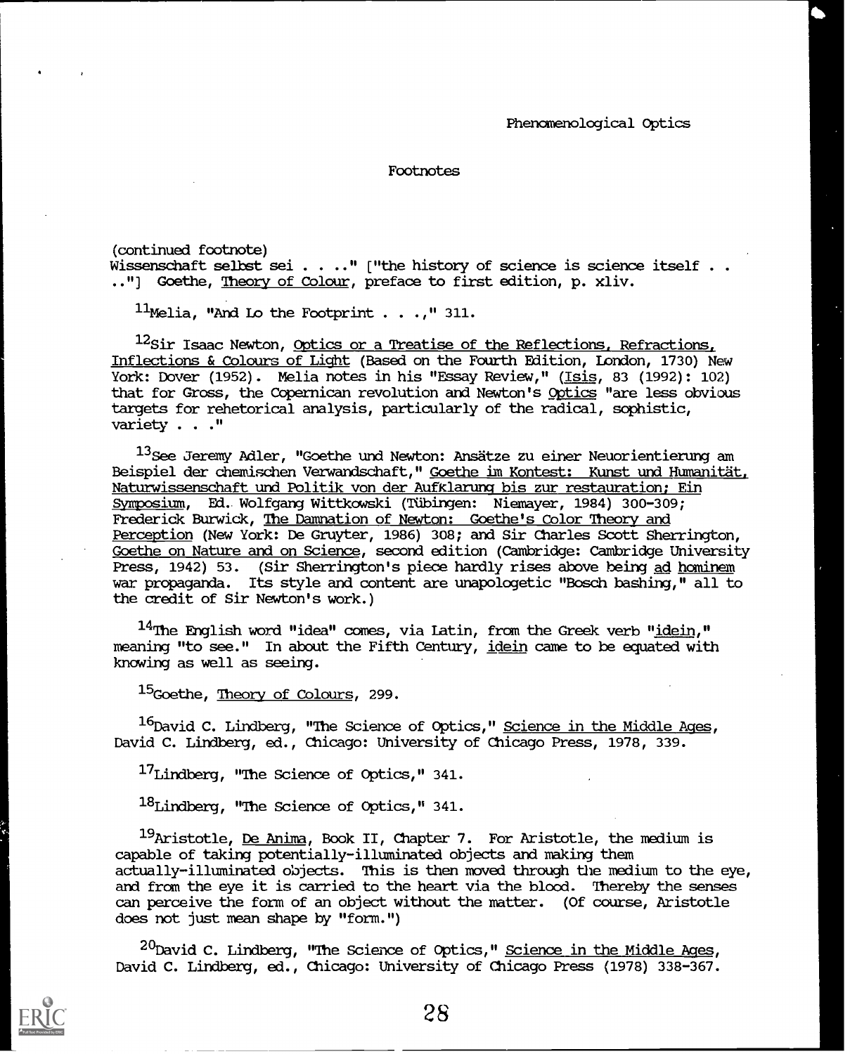## Footnotes

(continued footnote)
Wissenschaft selbst sei . . . ." ["the history of science is science itself . . .."] Goethe, Theory of Colour, preface to first edition, p. xliv.

[11] Melia, "And Lo the Footprint . . .," 311.

[12] Sir Isaac Newton, Optics or a Treatise of the Reflections, Refractions, Inflections & Colours of Light (Based on the Fourth Edition, London, 1730) New York: Dover (1952). Melia notes in his "Essay Review," (Isis, 83 (1992): 102) that for Gross, the Copernican revolution and Newton's Optics "are less obvious targets for rehetorical analysis, particularly of the radical, sophistic, variety . . ."

[13] See Jeremy Adler, "Goethe und Newton: Ansätze zu einer Neuorientierung am Beispiel der chemischen Verwandschaft," Goethe im Kontest: Kunst und Humanität, Naturwissenschaft und Politik von der Aufklarung bis zur restauration; Ein Symposium, Ed. Wolfgang Wittkowski (Tübingen: Niemayer, 1984) 300-309; Frederick Burwick, The Damnation of Newton: Goethe's Color Theory and Perception (New York: De Gruyter, 1986) 308; and Sir Charles Scott Sherrington, Goethe on Nature and on Science, second edition (Cambridge: Cambridge University Press, 1942) 53. (Sir Sherrington's piece hardly rises above being ad hominem war propaganda. Its style and content are unapologetic "Bosch bashing," all to the credit of Sir Newton's work.)

[14] The English word "idea" comes, via Latin, from the Greek verb "idein," meaning "to see." In about the Fifth Century, idein came to be equated with knowing as well as seeing.

[15] Goethe, Theory of Colours, 299.

[16] David C. Lindberg, "The Science of Optics," Science in the Middle Ages, David C. Lindberg, ed., Chicago: University of Chicago Press, 1978, 339.

[17] Lindberg, "The Science of Optics," 341.

[18] Lindberg, "The Science of Optics," 341.

[19] Aristotle, De Anima, Book II, Chapter 7. For Aristotle, the medium is capable of taking potentially-illuminated objects and making them actually-illuminated objects. This is then moved through the medium to the eye, and from the eye it is carried to the heart via the blood. Thereby the senses can perceive the form of an object without the matter. (Of course, Aristotle does not just mean shape by "form.")

[20] David C. Lindberg, "The Science of Optics," Science in the Middle Ages, David C. Lindberg, ed., Chicago: University of Chicago Press (1978) 338-367.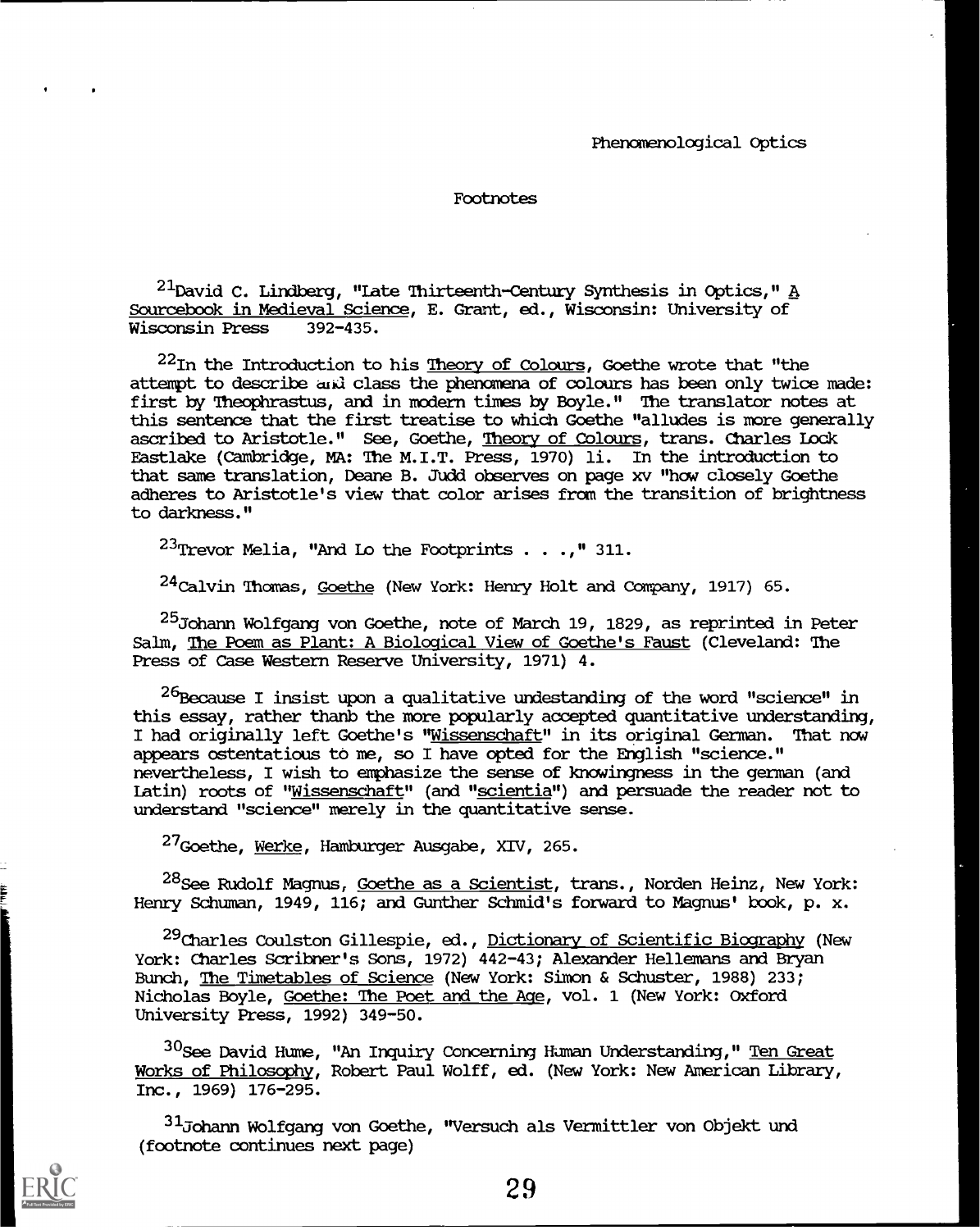## Footnotes

[21]David C. Lindberg, "Late Thirteenth-Century Synthesis in Optics," A Sourcebook in Medieval Science, E. Grant, ed., Wisconsin: University of Wisconsin Press 392-435.

[22]In the Introduction to his Theory of Colours, Goethe wrote that "the attempt to describe and class the phenomena of colours has been only twice made: first by Theophrastus, and in modern times by Boyle." The translator notes at this sentence that the first treatise to which Goethe "alludes is more generally ascribed to Aristotle." See, Goethe, Theory of Colours, trans. Charles Lock Eastlake (Cambridge, MA: The M.I.T. Press, 1970) li. In the introduction to that same translation, Deane B. Judd observes on page xv "how closely Goethe adheres to Aristotle's view that color arises from the transition of brightness to darkness."

[23]Trevor Melia, "And Lo the Footprints . . .," 311.

[24]Calvin Thomas, Goethe (New York: Henry Holt and Company, 1917) 65.

[25]Johann Wolfgang von Goethe, note of March 19, 1829, as reprinted in Peter Salm, The Poem as Plant: A Biological View of Goethe's Faust (Cleveland: The Press of Case Western Reserve University, 1971) 4.

[26]Because I insist upon a qualitative undestanding of the word "science" in this essay, rather thanb the more popularly accepted quantitative understanding, I had originally left Goethe's "Wissenschaft" in its original German. That now appears ostentatious to me, so I have opted for the English "science." nevertheless, I wish to emphasize the sense of knowingness in the german (and Latin) roots of "Wissenschaft" (and "scientia") and persuade the reader not to understand "science" merely in the quantitative sense.

[27]Goethe, Werke, Hamburger Ausgabe, XIV, 265.

[28]See Rudolf Magnus, Goethe as a Scientist, trans., Norden Heinz, New York: Henry Schuman, 1949, 116; and Gunther Schmid's forward to Magnus' book, p. x.

[29]Charles Coulston Gillespie, ed., Dictionary of Scientific Biography (New York: Charles Scribner's Sons, 1972) 442-43; Alexander Hellemans and Bryan Bunch, The Timetables of Science (New York: Simon & Schuster, 1988) 233; Nicholas Boyle, Goethe: The Poet and the Age, vol. 1 (New York: Oxford University Press, 1992) 349-50.

[30]See David Hume, "An Inquiry Concerning Human Understanding," Ten Great Works of Philosophy, Robert Paul Wolff, ed. (New York: New American Library, Inc., 1969) 176-295.

[31]Johann Wolfgang von Goethe, "Versuch als Vermittler von Objekt und (footnote continues next page)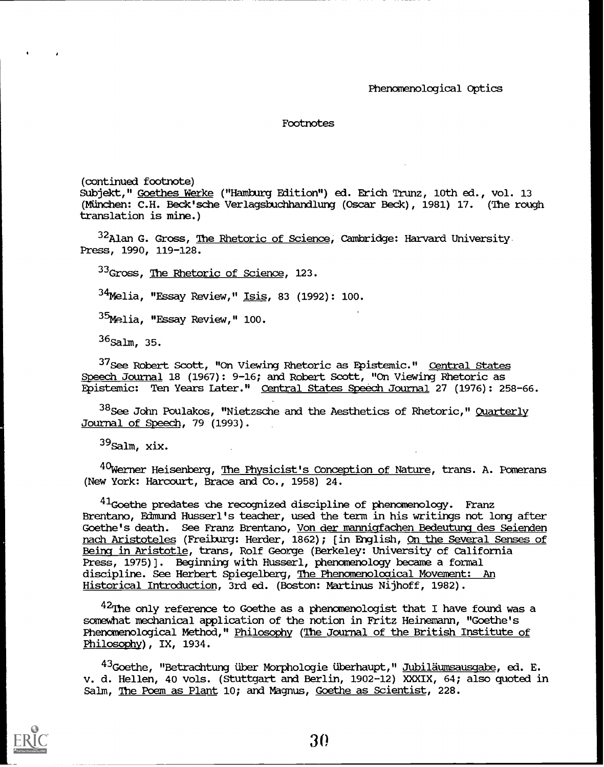## Footnotes

(continued footnote)
Subjekt," Goethes Werke ("Hamburg Edition") ed. Erich Trunz, 10th ed., vol. 13 (München: C.H. Beck'sche Verlagsbuchhandlung (Oscar Beck), 1981) 17. (The rough translation is mine.)

[32]Alan G. Gross, The Rhetoric of Science, Cambridge: Harvard University Press, 1990, 119-128.

[33]Gross, The Rhetoric of Science, 123.

[34]Melia, "Essay Review," Isis, 83 (1992): 100.

[35]Melia, "Essay Review," 100.

[36]Salm, 35.

[37]See Robert Scott, "On Viewing Rhetoric as Epistemic." Central States Speech Journal 18 (1967): 9-16; and Robert Scott, "On Viewing Rhetoric as Epistemic: Ten Years Later." Central States Speech Journal 27 (1976): 258-66.

[38]See John Poulakos, "Nietzsche and the Aesthetics of Rhetoric," Quarterly Journal of Speech, 79 (1993).

[39]Salm, xix.

[40]Werner Heisenberg, The Physicist's Conception of Nature, trans. A. Pomerans (New York: Harcourt, Brace and Co., 1958) 24.

[41]Goethe predates the recognized discipline of phenomenology. Franz Brentano, Edmund Husserl's teacher, used the term in his writings not long after Goethe's death. See Franz Brentano, Von der mannigfachen Bedeutung des Seienden nach Aristoteles (Freiburg: Herder, 1862); [in English, On the Several Senses of Being in Aristotle, trans, Rolf George (Berkeley: University of California Press, 1975)]. Beginning with Husserl, phenomenology became a formal discipline. See Herbert Spiegelberg, The Phenomenological Movement: An Historical Introduction, 3rd ed. (Boston: Martinus Nijhoff, 1982).

[42]The only reference to Goethe as a phenomenologist that I have found was a somewhat mechanical application of the notion in Fritz Heinemann, "Goethe's Phenomenological Method," Philosophy (The Journal of the British Institute of Philosophy), IX, 1934.

[43]Goethe, "Betrachtung über Morphologie überhaupt," Jubiläumsausgabe, ed. E. v. d. Hellen, 40 vols. (Stuttgart and Berlin, 1902-12) XXXIX, 64; also quoted in Salm, The Poem as Plant 10; and Magnus, Goethe as Scientist, 228.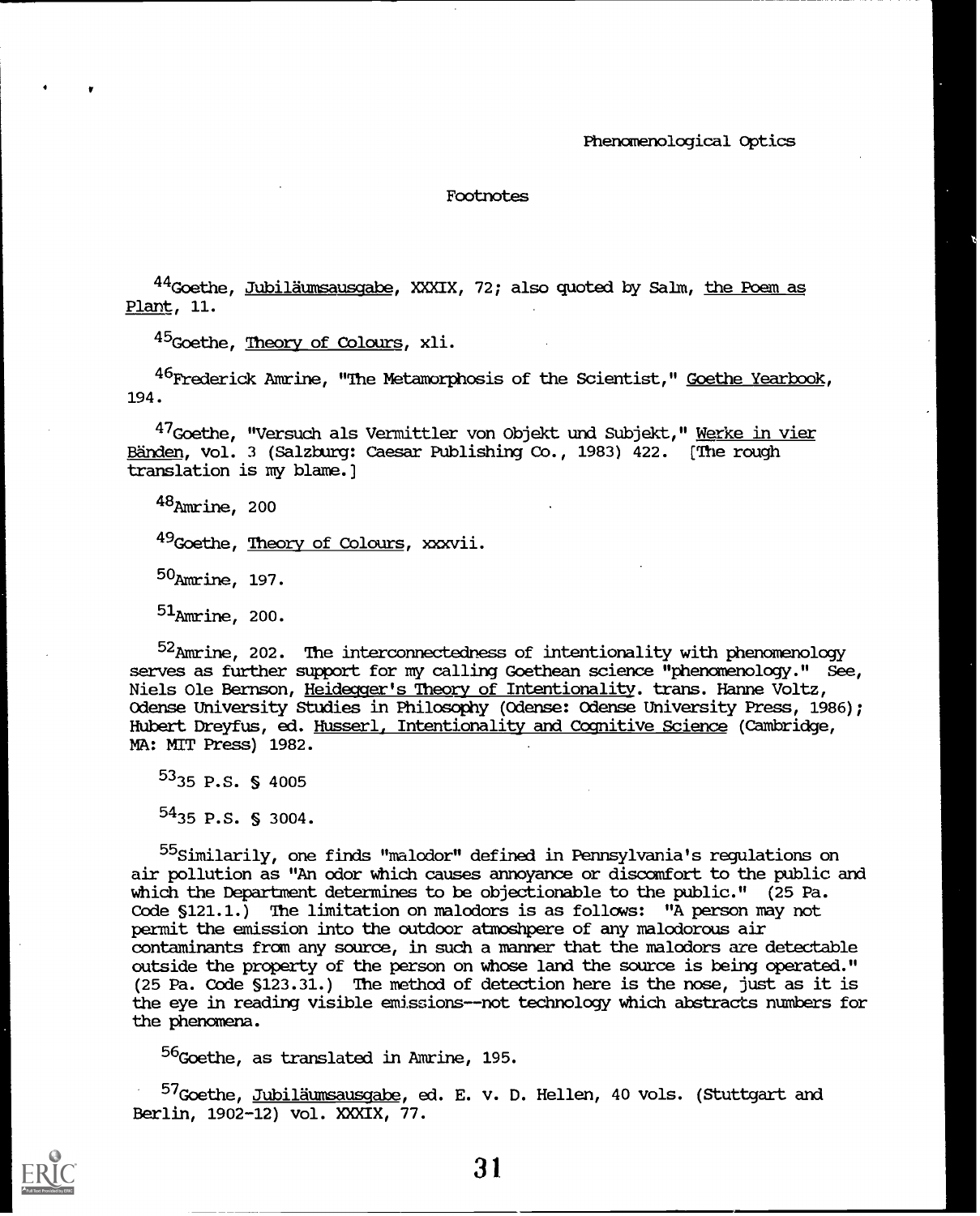## Footnotes

[44]Goethe, Jubiläumsausgabe, XXXIX, 72; also quoted by Salm, the Poem as Plant, 11.

[45]Goethe, Theory of Colours, xli.

[46]Frederick Amrine, "The Metamorphosis of the Scientist," Goethe Yearbook, 194.

[47]Goethe, "Versuch als Vermittler von Objekt und Subjekt," Werke in vier Bänden, Vol. 3 (Salzburg: Caesar Publishing Co., 1983) 422. [The rough translation is my blame.]

[48]Amrine, 200

[49]Goethe, Theory of Colours, xxxvii.

[50]Amrine, 197.

[51]Amrine, 200.

[52]Amrine, 202. The interconnectedness of intentionality with phenomenology serves as further support for my calling Goethean science "phenomenology." See, Niels Ole Bernson, Heidegger's Theory of Intentionality. trans. Hanne Voltz, Odense University Studies in Philosophy (Odense: Odense University Press, 1986); Hubert Dreyfus, ed. Husserl, Intentionality and Cognitive Science (Cambridge, MA: MIT Press) 1982.

[53]35 P.S. § 4005

[54]35 P.S. § 3004.

[55]Similarily, one finds "malodor" defined in Pennsylvania's regulations on air pollution as "An odor which causes annoyance or discomfort to the public and which the Department determines to be objectionable to the public." (25 Pa. Code §121.1.) The limitation on malodors is as follows: "A person may not permit the emission into the outdoor atmoshpere of any malodorous air contaminants from any source, in such a manner that the malodors are detectable outside the property of the person on whose land the source is being operated." (25 Pa. Code §123.31.) The method of detection here is the nose, just as it is the eye in reading visible emissions--not technology which abstracts numbers for the phenomena.

[56]Goethe, as translated in Amrine, 195.

[57]Goethe, Jubiläumsausgabe, ed. E. v. D. Hellen, 40 vols. (Stuttgart and Berlin, 1902-12) vol. XXXIX, 77.